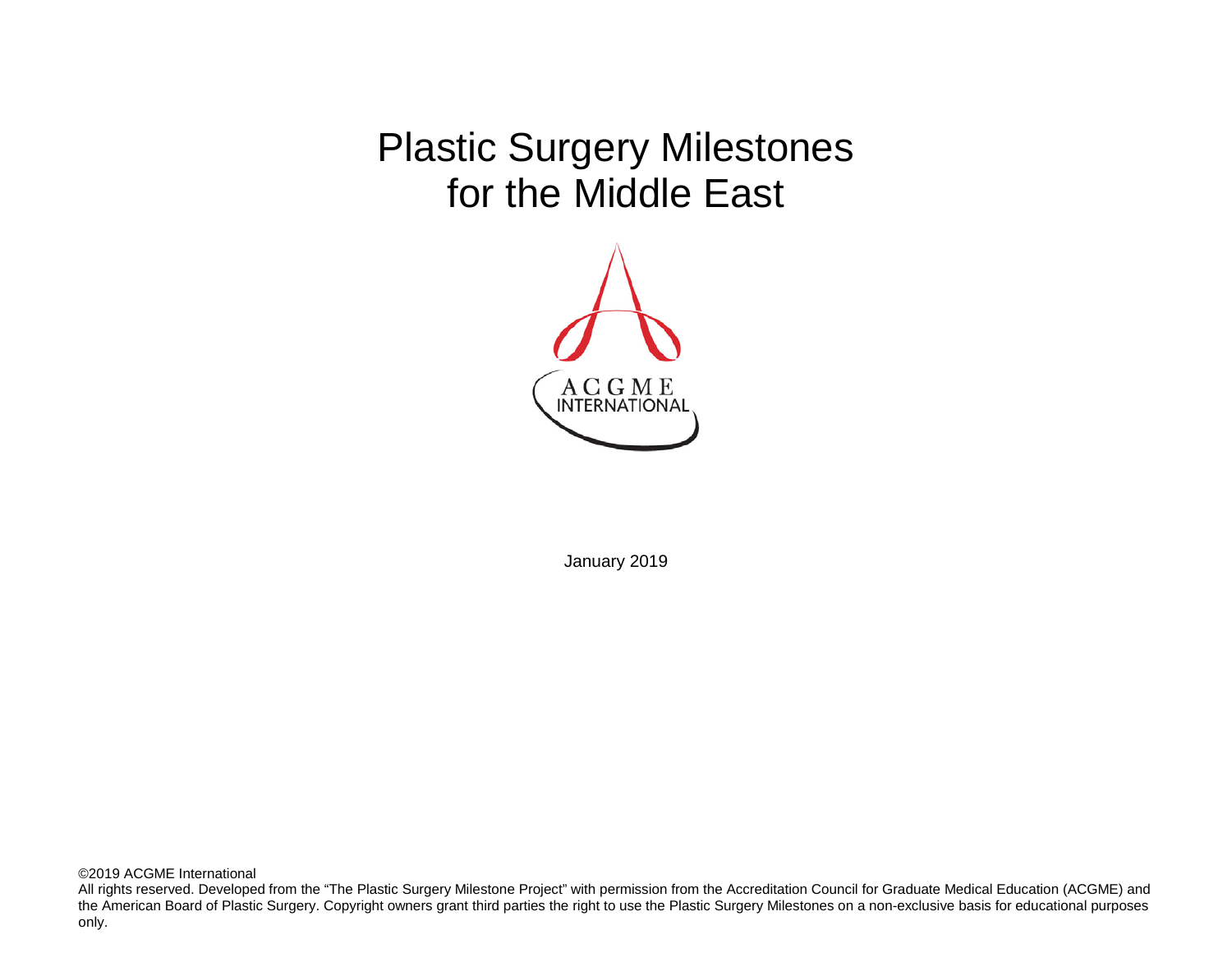# Plastic Surgery Milestones for the Middle East

ACGME INTERNATIONAL

January 2019

©2019 ACGME International

All rights reserved. Developed from the "The Plastic Surgery Milestone Project" with permission from the Accreditation Council for Graduate Medical Education (ACGME) and the American Board of Plastic Surgery. Copyright owners grant third parties the right to use the Plastic Surgery Milestones on a non-exclusive basis for educational purposes only.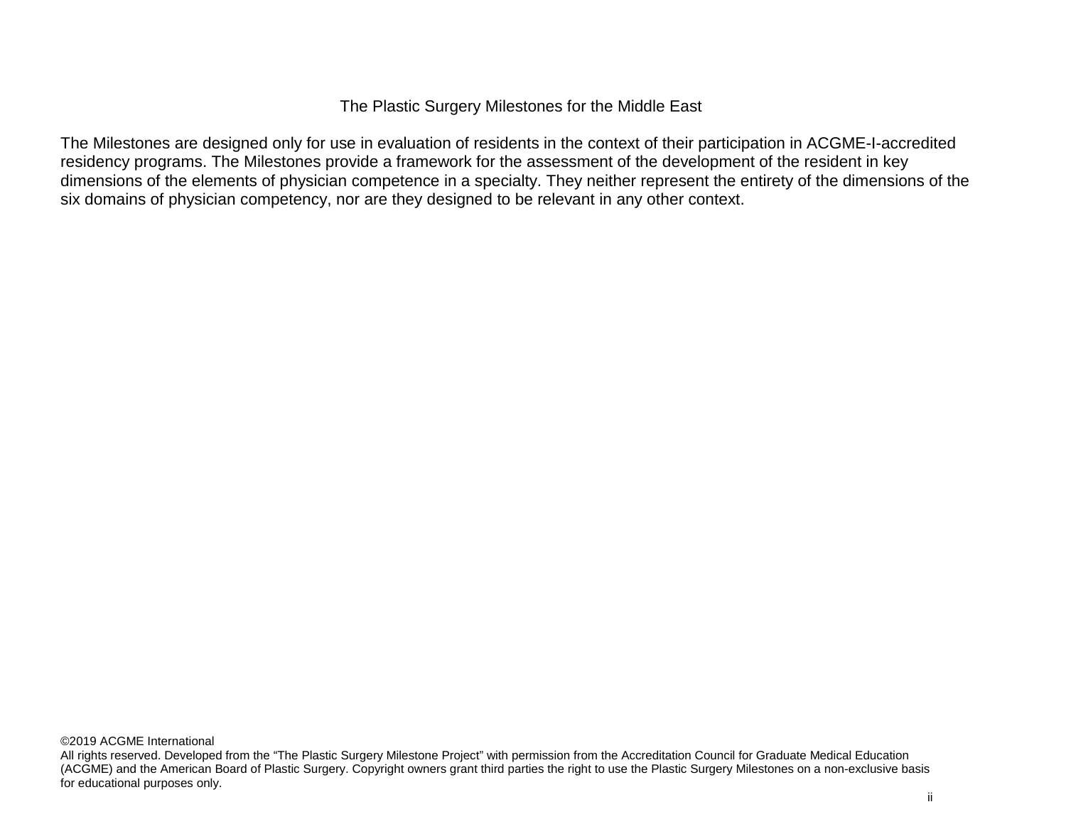The Plastic Surgery Milestones for the Middle East

The Milestones are designed only for use in evaluation of residents in the context of their participation in ACGME-I-accredited residency programs. The Milestones provide a framework for the assessment of the development of the resident in key dimensions of the elements of physician competence in a specialty. They neither represent the entirety of the dimensions of the six domains of physician competency, nor are they designed to be relevant in any other context.

©2019 ACGME International
All rights reserved. Developed from the "The Plastic Surgery Milestone Project" with permission from the Accreditation Council for Graduate Medical Education (ACGME) and the American Board of Plastic Surgery. Copyright owners grant third parties the right to use the Plastic Surgery Milestones on a non-exclusive basis for educational purposes only.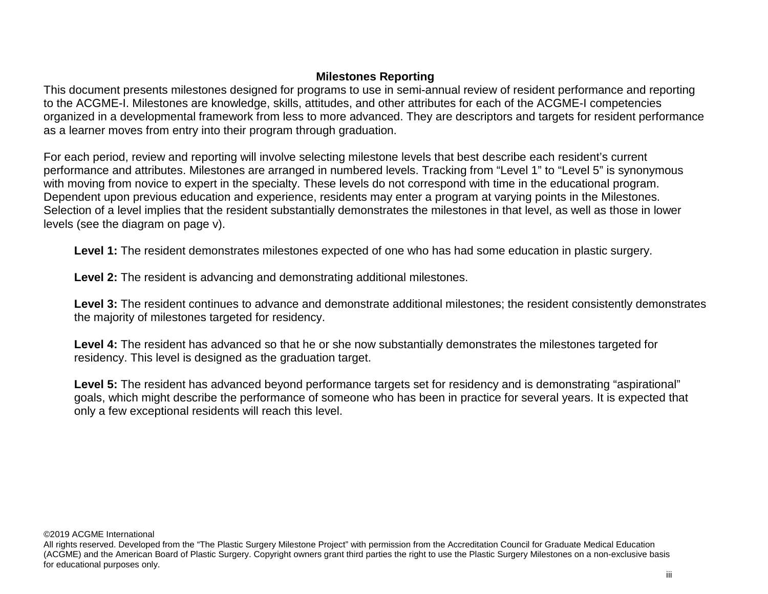## Milestones Reporting

This document presents milestones designed for programs to use in semi-annual review of resident performance and reporting to the ACGME-I. Milestones are knowledge, skills, attitudes, and other attributes for each of the ACGME-I competencies organized in a developmental framework from less to more advanced. They are descriptors and targets for resident performance as a learner moves from entry into their program through graduation.

For each period, review and reporting will involve selecting milestone levels that best describe each resident's current performance and attributes. Milestones are arranged in numbered levels. Tracking from "Level 1" to "Level 5" is synonymous with moving from novice to expert in the specialty. These levels do not correspond with time in the educational program. Dependent upon previous education and experience, residents may enter a program at varying points in the Milestones. Selection of a level implies that the resident substantially demonstrates the milestones in that level, as well as those in lower levels (see the diagram on page v).

**Level 1:** The resident demonstrates milestones expected of one who has had some education in plastic surgery.

**Level 2:** The resident is advancing and demonstrating additional milestones.

**Level 3:** The resident continues to advance and demonstrate additional milestones; the resident consistently demonstrates the majority of milestones targeted for residency.

**Level 4:** The resident has advanced so that he or she now substantially demonstrates the milestones targeted for residency. This level is designed as the graduation target.

**Level 5:** The resident has advanced beyond performance targets set for residency and is demonstrating "aspirational" goals, which might describe the performance of someone who has been in practice for several years. It is expected that only a few exceptional residents will reach this level.

©2019 ACGME International
All rights reserved. Developed from the "The Plastic Surgery Milestone Project" with permission from the Accreditation Council for Graduate Medical Education (ACGME) and the American Board of Plastic Surgery. Copyright owners grant third parties the right to use the Plastic Surgery Milestones on a non-exclusive basis for educational purposes only.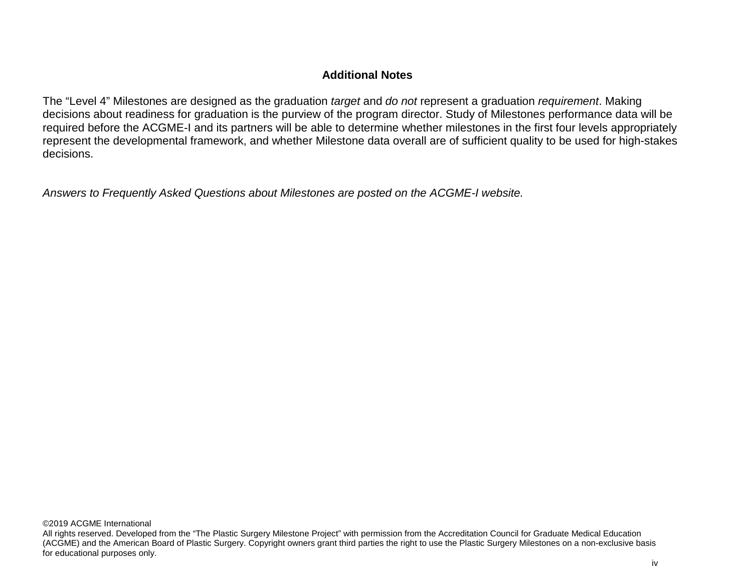## Additional Notes

The “Level 4” Milestones are designed as the graduation *target* and *do not* represent a graduation *requirement*. Making decisions about readiness for graduation is the purview of the program director. Study of Milestones performance data will be required before the ACGME-I and its partners will be able to determine whether milestones in the first four levels appropriately represent the developmental framework, and whether Milestone data overall are of sufficient quality to be used for high-stakes decisions.

*Answers to Frequently Asked Questions about Milestones are posted on the ACGME-I website.*

©2019 ACGME International
All rights reserved. Developed from the “The Plastic Surgery Milestone Project” with permission from the Accreditation Council for Graduate Medical Education (ACGME) and the American Board of Plastic Surgery. Copyright owners grant third parties the right to use the Plastic Surgery Milestones on a non-exclusive basis for educational purposes only.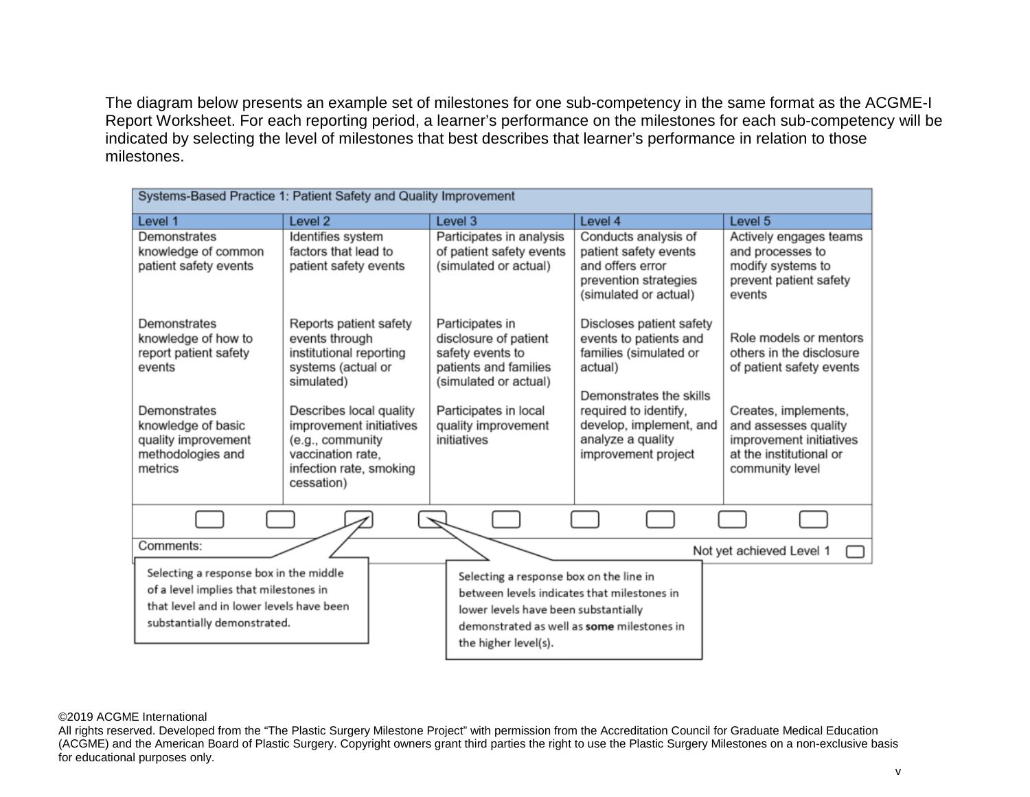The diagram below presents an example set of milestones for one sub-competency in the same format as the ACGME-I Report Worksheet. For each reporting period, a learner's performance on the milestones for each sub-competency will be indicated by selecting the level of milestones that best describes that learner's performance in relation to those milestones.

| Systems-Based Practice 1: Patient Safety and Quality Improvement | | | | |
|---|---|---|---|---|
| Level 1 | Level 2 | Level 3 | Level 4 | Level 5 |
| Demonstrates knowledge of common patient safety events | Identifies system factors that lead to patient safety events | Participates in analysis of patient safety events (simulated or actual) | Conducts analysis of patient safety events and offers error prevention strategies (simulated or actual) | Actively engages teams and processes to modify systems to prevent patient safety events |
| Demonstrates knowledge of how to report patient safety events | Reports patient safety events through institutional reporting systems (actual or simulated) | Participates in disclosure of patient safety events to patients and families (simulated or actual) | Discloses patient safety events to patients and families (simulated or actual) | Role models or mentors others in the disclosure of patient safety events |
| Demonstrates knowledge of basic quality improvement methodologies and metrics | Describes local quality improvement initiatives (e.g., community vaccination rate, infection rate, smoking cessation) | Participates in local quality improvement initiatives | Demonstrates the skills required to identify, develop, implement, and analyze a quality improvement project | Creates, implements, and assesses quality improvement initiatives at the institutional or community level |

Comments: Not yet achieved Level 1

Selecting a response box in the middle of a level implies that milestones in that level and in lower levels have been substantially demonstrated.

Selecting a response box on the line in between levels indicates that milestones in lower levels have been substantially demonstrated as well as **some** milestones in the higher level(s).

©2019 ACGME International
All rights reserved. Developed from the "The Plastic Surgery Milestone Project" with permission from the Accreditation Council for Graduate Medical Education (ACGME) and the American Board of Plastic Surgery. Copyright owners grant third parties the right to use the Plastic Surgery Milestones on a non-exclusive basis for educational purposes only.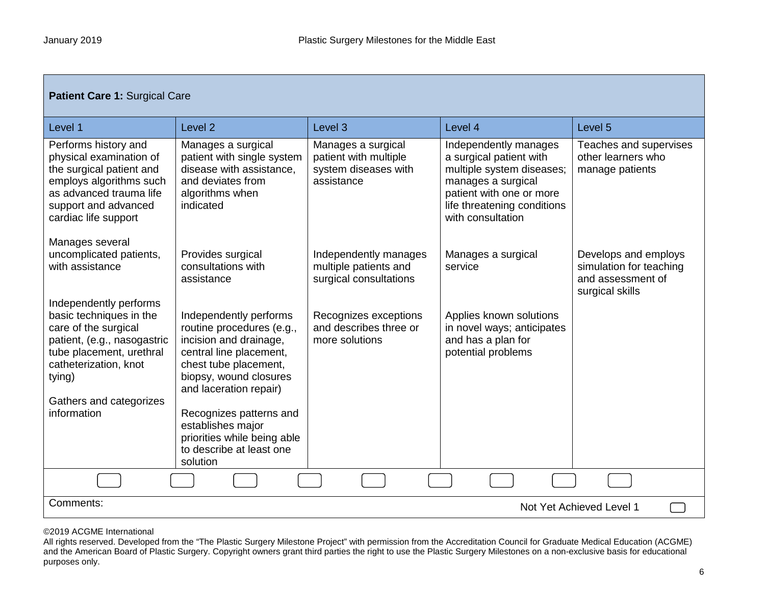| **Patient Care 1:** Surgical Care | | | | |
|---|---|---|---|---|
| Level 1 | Level 2 | Level 3 | Level 4 | Level 5 |
| Performs history and physical examination of the surgical patient and employs algorithms such as advanced trauma life support and advanced cardiac life support | Manages a surgical patient with single system disease with assistance, and deviates from algorithms when indicated | Manages a surgical patient with multiple system diseases with assistance | Independently manages a surgical patient with multiple system diseases; manages a surgical patient with one or more life threatening conditions with consultation | Teaches and supervises other learners who manage patients |
| Manages several uncomplicated patients, with assistance | Provides surgical consultations with assistance | Independently manages multiple patients and surgical consultations | Manages a surgical service | Develops and employs simulation for teaching and assessment of surgical skills |
| Independently performs basic techniques in the care of the surgical patient, (e.g., nasogastric tube placement, urethral catheterization, knot tying) | Independently performs routine procedures (e.g., incision and drainage, central line placement, chest tube placement, biopsy, wound closures and laceration repair) | Recognizes exceptions and describes three or more solutions | Applies known solutions in novel ways; anticipates and has a plan for potential problems | |
| Gathers and categorizes information | Recognizes patterns and establishes major priorities while being able to describe at least one solution | | | |

Comments:

Not Yet Achieved Level 1

©2019 ACGME International
All rights reserved. Developed from the "The Plastic Surgery Milestone Project" with permission from the Accreditation Council for Graduate Medical Education (ACGME) and the American Board of Plastic Surgery. Copyright owners grant third parties the right to use the Plastic Surgery Milestones on a non-exclusive basis for educational purposes only.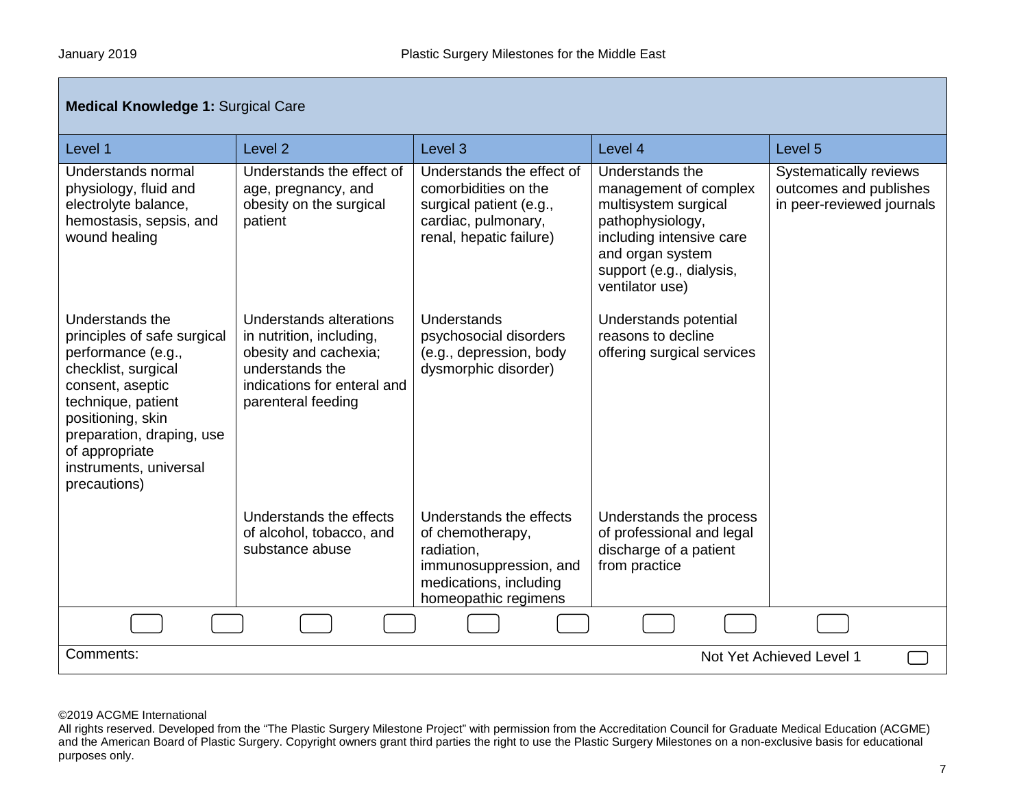| **Medical Knowledge 1:** Surgical Care | | | | |
|---|---|---|---|---|
| Level 1 | Level 2 | Level 3 | Level 4 | Level 5 |
| Understands normal physiology, fluid and electrolyte balance, hemostasis, sepsis, and wound healing | Understands the effect of age, pregnancy, and obesity on the surgical patient | Understands the effect of comorbidities on the surgical patient (e.g., cardiac, pulmonary, renal, hepatic failure) | Understands the management of complex multisystem surgical pathophysiology, including intensive care and organ system support (e.g., dialysis, ventilator use) | Systematically reviews outcomes and publishes in peer-reviewed journals |
| Understands the principles of safe surgical performance (e.g., checklist, surgical consent, aseptic technique, patient positioning, skin preparation, draping, use of appropriate instruments, universal precautions) | Understands alterations in nutrition, including, obesity and cachexia; understands the indications for enteral and parenteral feeding | Understands psychosocial disorders (e.g., depression, body dysmorphic disorder) | Understands potential reasons to decline offering surgical services | |
| | Understands the effects of alcohol, tobacco, and substance abuse | Understands the effects of chemotherapy, radiation, immunosuppression, and medications, including homeopathic regimens | Understands the process of professional and legal discharge of a patient from practice | |

Comments:

Not Yet Achieved Level 1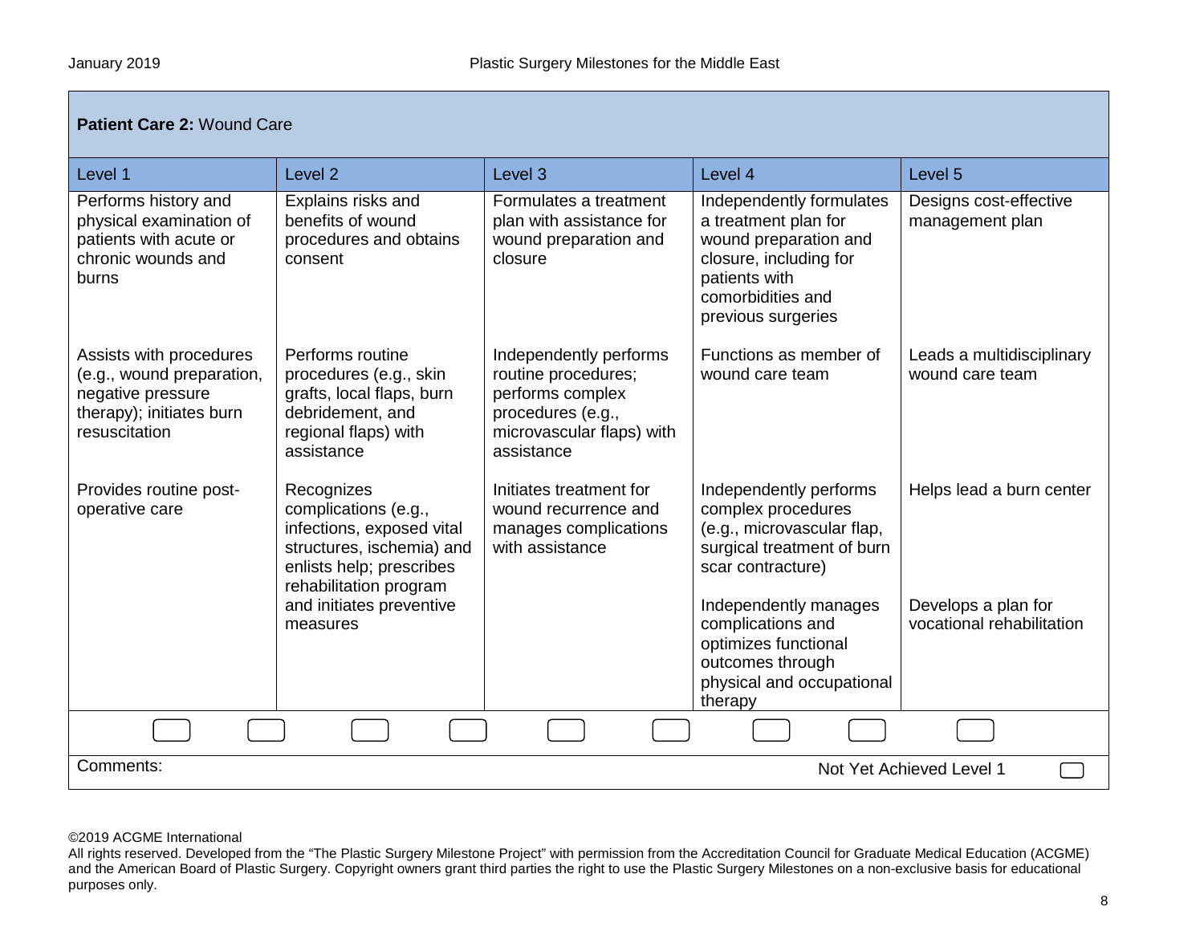## Patient Care 2: Wound Care

| Level 1 | Level 2 | Level 3 | Level 4 | Level 5 |
|---|---|---|---|---|
| Performs history and physical examination of patients with acute or chronic wounds and burns | Explains risks and benefits of wound procedures and obtains consent | Formulates a treatment plan with assistance for wound preparation and closure | Independently formulates a treatment plan for wound preparation and closure, including for patients with comorbidities and previous surgeries | Designs cost-effective management plan |
| Assists with procedures (e.g., wound preparation, negative pressure therapy); initiates burn resuscitation | Performs routine procedures (e.g., skin grafts, local flaps, burn debridement, and regional flaps) with assistance | Independently performs routine procedures; performs complex procedures (e.g., microvascular flaps) with assistance | Functions as member of wound care team | Leads a multidisciplinary wound care team |
| Provides routine post-operative care | Recognizes complications (e.g., infections, exposed vital structures, ischemia) and enlists help; prescribes rehabilitation program and initiates preventive measures | Initiates treatment for wound recurrence and manages complications with assistance | Independently performs complex procedures (e.g., microvascular flap, surgical treatment of burn scar contracture) | Helps lead a burn center |
| | | | Independently manages complications and optimizes functional outcomes through physical and occupational therapy | Develops a plan for vocational rehabilitation |

Comments:

Not Yet Achieved Level 1

©2019 ACGME International
All rights reserved. Developed from the “The Plastic Surgery Milestone Project” with permission from the Accreditation Council for Graduate Medical Education (ACGME) and the American Board of Plastic Surgery. Copyright owners grant third parties the right to use the Plastic Surgery Milestones on a non-exclusive basis for educational purposes only.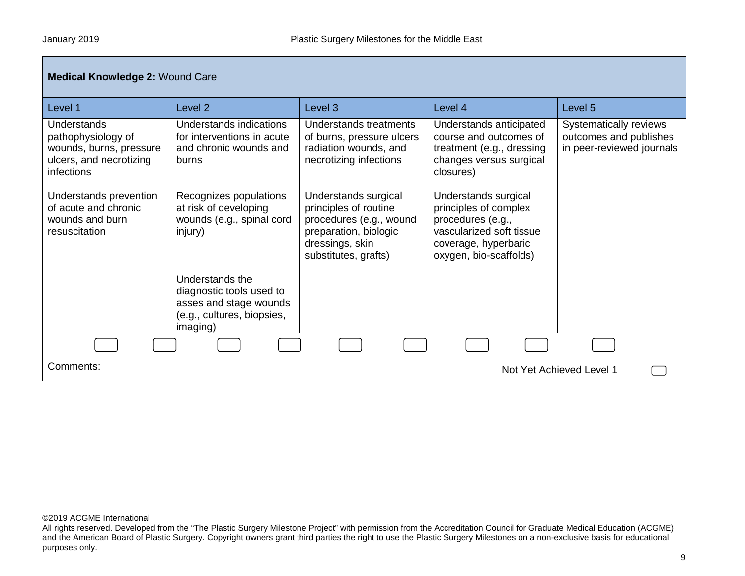**Medical Knowledge 2:** Wound Care

| Level 1 | Level 2 | Level 3 | Level 4 | Level 5 |
|---|---|---|---|---|
| Understands pathophysiology of wounds, burns, pressure ulcers, and necrotizing infections | Understands indications for interventions in acute and chronic wounds and burns | Understands treatments of burns, pressure ulcers radiation wounds, and necrotizing infections | Understands anticipated course and outcomes of treatment (e.g., dressing changes versus surgical closures) | Systematically reviews outcomes and publishes in peer-reviewed journals |
| Understands prevention of acute and chronic wounds and burn resuscitation | Recognizes populations at risk of developing wounds (e.g., spinal cord injury) | Understands surgical principles of routine procedures (e.g., wound preparation, biologic dressings, skin substitutes, grafts) | Understands surgical principles of complex procedures (e.g., vascularized soft tissue coverage, hyperbaric oxygen, bio-scaffolds) | |
| | Understands the diagnostic tools used to asses and stage wounds (e.g., cultures, biopsies, imaging) | | | |

Comments:

Not Yet Achieved Level 1

©2019 ACGME International
All rights reserved. Developed from the "The Plastic Surgery Milestone Project" with permission from the Accreditation Council for Graduate Medical Education (ACGME) and the American Board of Plastic Surgery. Copyright owners grant third parties the right to use the Plastic Surgery Milestones on a non-exclusive basis for educational purposes only.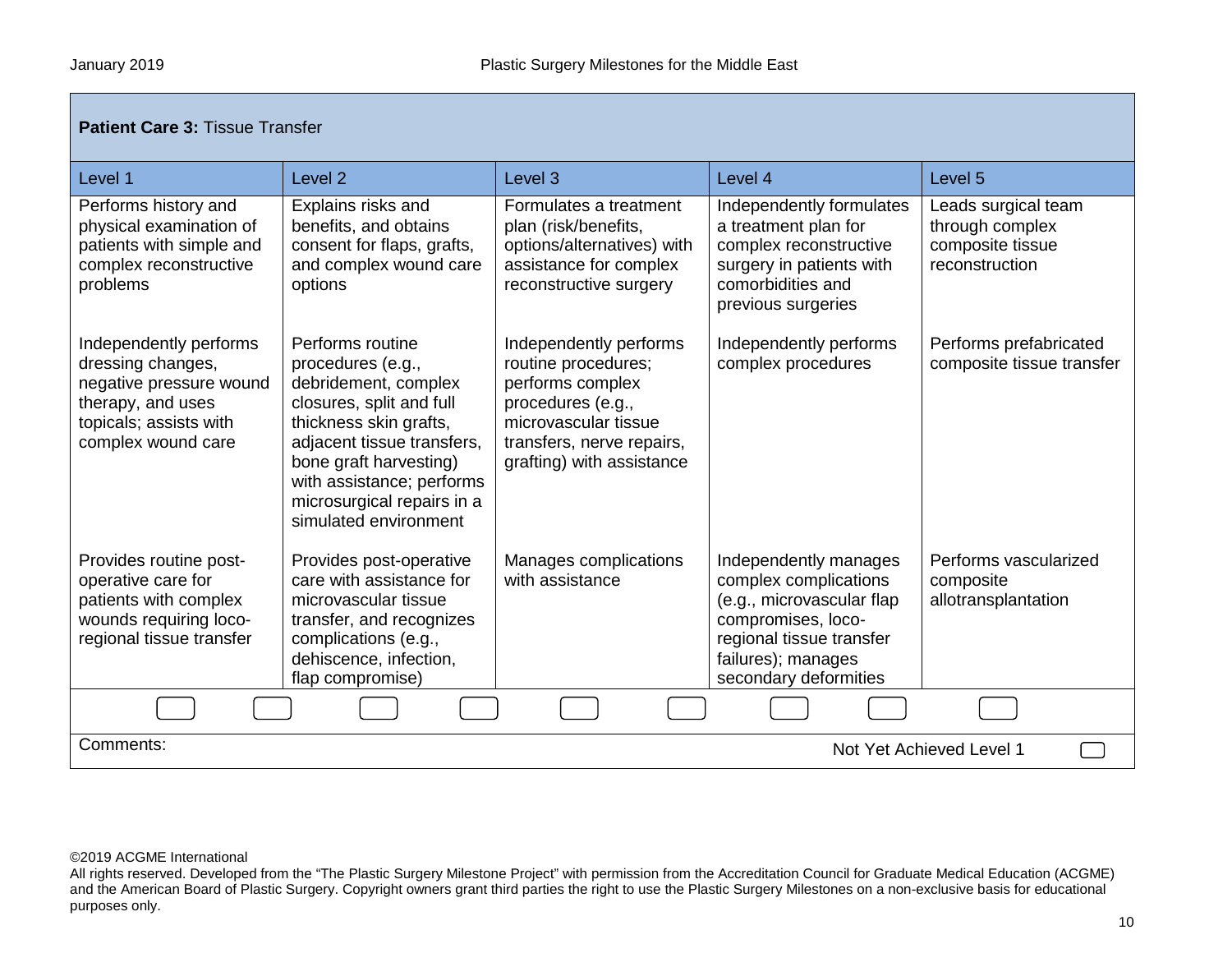| **Patient Care 3:** Tissue Transfer | | | | |
|---|---|---|---|---|
| Level 1 | Level 2 | Level 3 | Level 4 | Level 5 |
| Performs history and physical examination of patients with simple and complex reconstructive problems | Explains risks and benefits, and obtains consent for flaps, grafts, and complex wound care options | Formulates a treatment plan (risk/benefits, options/alternatives) with assistance for complex reconstructive surgery | Independently formulates a treatment plan for complex reconstructive surgery in patients with comorbidities and previous surgeries | Leads surgical team through complex composite tissue reconstruction |
| Independently performs dressing changes, negative pressure wound therapy, and uses topicals; assists with complex wound care | Performs routine procedures (e.g., debridement, complex closures, split and full thickness skin grafts, adjacent tissue transfers, bone graft harvesting) with assistance; performs microsurgical repairs in a simulated environment | Independently performs routine procedures; performs complex procedures (e.g., microvascular tissue transfers, nerve repairs, grafting) with assistance | Independently performs complex procedures | Performs prefabricated composite tissue transfer |
| Provides routine post-operative care for patients with complex wounds requiring loco-regional tissue transfer | Provides post-operative care with assistance for microvascular tissue transfer, and recognizes complications (e.g., dehiscence, infection, flap compromise) | Manages complications with assistance | Independently manages complex complications (e.g., microvascular flap compromises, loco-regional tissue transfer failures); manages secondary deformities | Performs vascularized composite allotransplantation |

Comments:

Not Yet Achieved Level 1

©2019 ACGME International
All rights reserved. Developed from the "The Plastic Surgery Milestone Project" with permission from the Accreditation Council for Graduate Medical Education (ACGME) and the American Board of Plastic Surgery. Copyright owners grant third parties the right to use the Plastic Surgery Milestones on a non-exclusive basis for educational purposes only.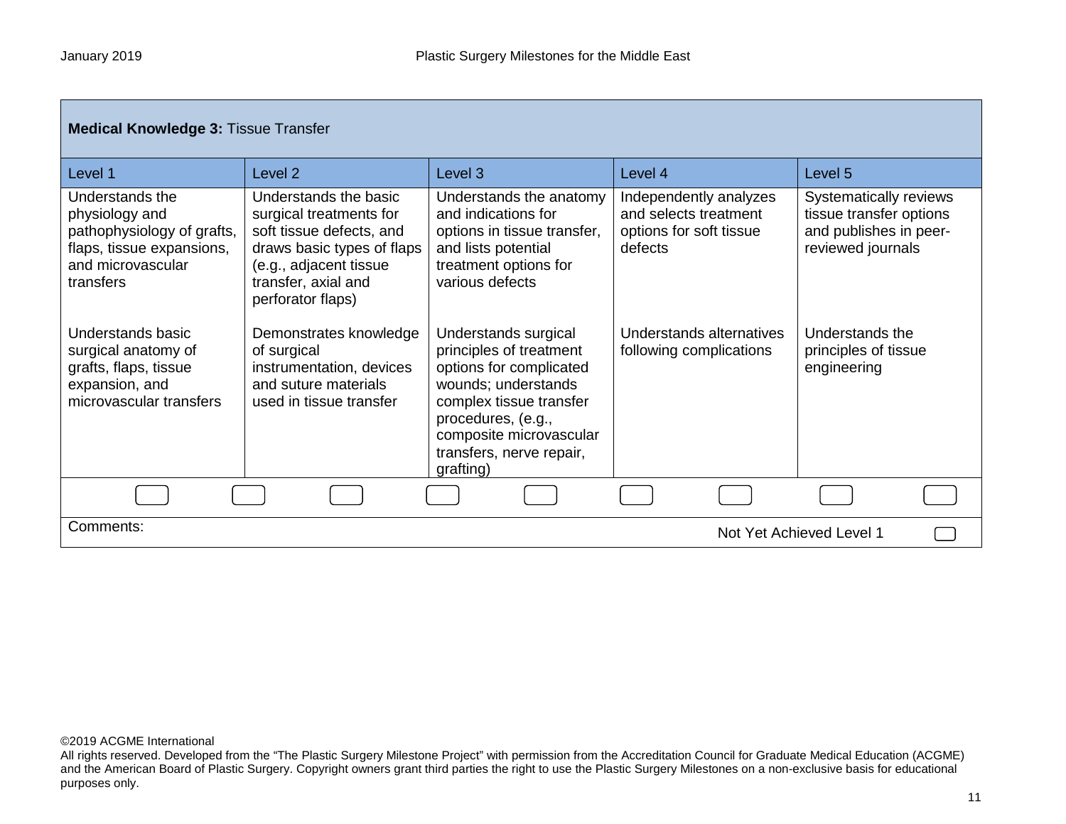**Medical Knowledge 3:** Tissue Transfer

| Level 1 | Level 2 | Level 3 | Level 4 | Level 5 |
|---|---|---|---|---|
| Understands the physiology and pathophysiology of grafts, flaps, tissue expansions, and microvascular transfers | Understands the basic surgical treatments for soft tissue defects, and draws basic types of flaps (e.g., adjacent tissue transfer, axial and perforator flaps) | Understands the anatomy and indications for options in tissue transfer, and lists potential treatment options for various defects | Independently analyzes and selects treatment options for soft tissue defects | Systematically reviews tissue transfer options and publishes in peer-reviewed journals |
| Understands basic surgical anatomy of grafts, flaps, tissue expansion, and microvascular transfers | Demonstrates knowledge of surgical instrumentation, devices and suture materials used in tissue transfer | Understands surgical principles of treatment options for complicated wounds; understands complex tissue transfer procedures, (e.g., composite microvascular transfers, nerve repair, grafting) | Understands alternatives following complications | Understands the principles of tissue engineering |

Comments:

Not Yet Achieved Level 1

©2019 ACGME International
All rights reserved. Developed from the "The Plastic Surgery Milestone Project" with permission from the Accreditation Council for Graduate Medical Education (ACGME) and the American Board of Plastic Surgery. Copyright owners grant third parties the right to use the Plastic Surgery Milestones on a non-exclusive basis for educational purposes only.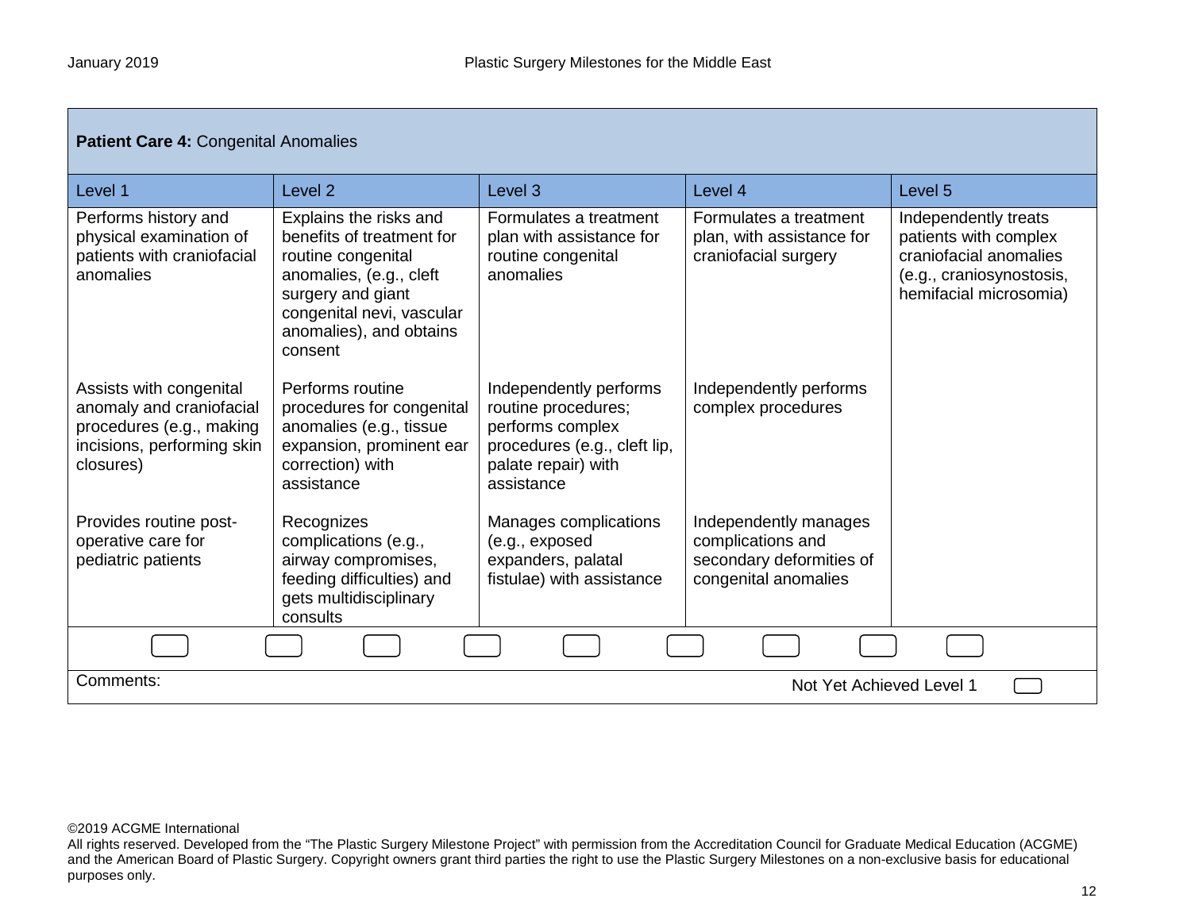| **Patient Care 4:** Congenital Anomalies | | | | |
|---|---|---|---|---|
| Level 1 | Level 2 | Level 3 | Level 4 | Level 5 |
| Performs history and physical examination of patients with craniofacial anomalies | Explains the risks and benefits of treatment for routine congenital anomalies, (e.g., cleft surgery and giant congenital nevi, vascular anomalies), and obtains consent | Formulates a treatment plan with assistance for routine congenital anomalies | Formulates a treatment plan, with assistance for craniofacial surgery | Independently treats patients with complex craniofacial anomalies (e.g., craniosynostosis, hemifacial microsomia) |
| Assists with congenital anomaly and craniofacial procedures (e.g., making incisions, performing skin closures) | Performs routine procedures for congenital anomalies (e.g., tissue expansion, prominent ear correction) with assistance | Independently performs routine procedures; performs complex procedures (e.g., cleft lip, palate repair) with assistance | Independently performs complex procedures | |
| Provides routine post-operative care for pediatric patients | Recognizes complications (e.g., airway compromises, feeding difficulties) and gets multidisciplinary consults | Manages complications (e.g., exposed expanders, palatal fistulae) with assistance | Independently manages complications and secondary deformities of congenital anomalies | |

Comments:

Not Yet Achieved Level 1

©2019 ACGME International

All rights reserved. Developed from the “The Plastic Surgery Milestone Project” with permission from the Accreditation Council for Graduate Medical Education (ACGME) and the American Board of Plastic Surgery. Copyright owners grant third parties the right to use the Plastic Surgery Milestones on a non-exclusive basis for educational purposes only.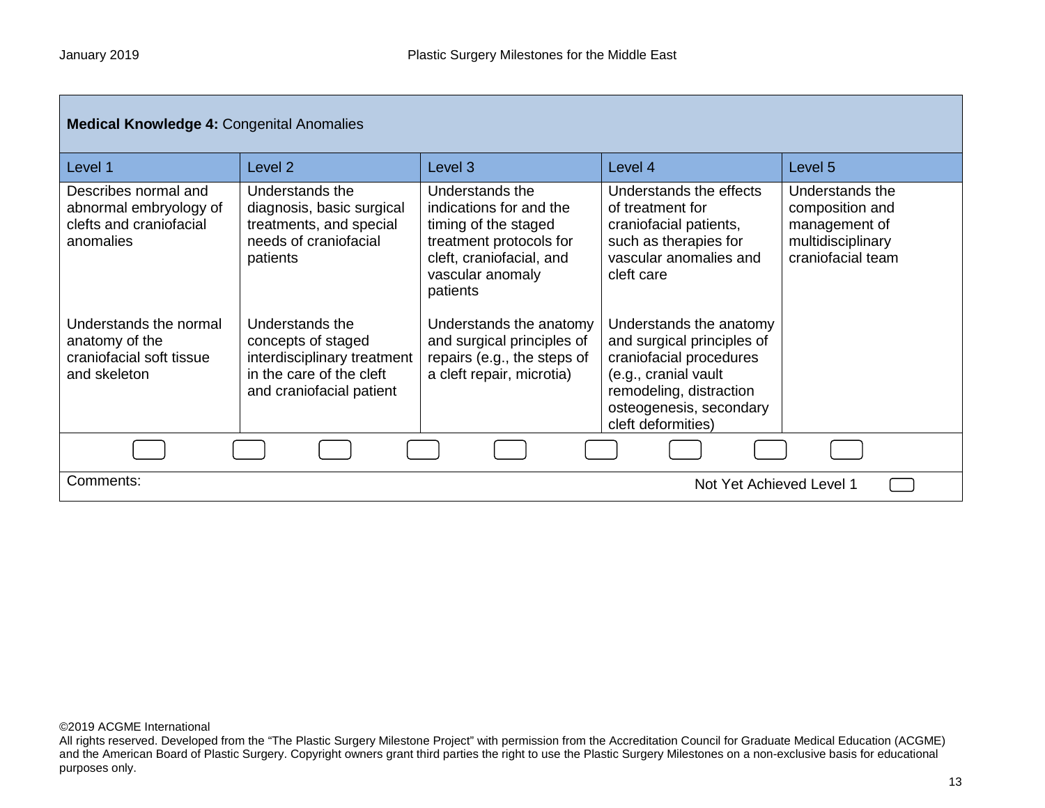**Medical Knowledge 4:** Congenital Anomalies

| Level 1 | Level 2 | Level 3 | Level 4 | Level 5 |
|---|---|---|---|---|
| Describes normal and abnormal embryology of clefts and craniofacial anomalies | Understands the diagnosis, basic surgical treatments, and special needs of craniofacial patients | Understands the indications for and the timing of the staged treatment protocols for cleft, craniofacial, and vascular anomaly patients | Understands the effects of treatment for craniofacial patients, such as therapies for vascular anomalies and cleft care | Understands the composition and management of multidisciplinary craniofacial team |
| Understands the normal anatomy of the craniofacial soft tissue and skeleton | Understands the concepts of staged interdisciplinary treatment in the care of the cleft and craniofacial patient | Understands the anatomy and surgical principles of repairs (e.g., the steps of a cleft repair, microtia) | Understands the anatomy and surgical principles of craniofacial procedures (e.g., cranial vault remodeling, distraction osteogenesis, secondary cleft deformities) | |

Comments:

Not Yet Achieved Level 1

©2019 ACGME International
All rights reserved. Developed from the “The Plastic Surgery Milestone Project” with permission from the Accreditation Council for Graduate Medical Education (ACGME) and the American Board of Plastic Surgery. Copyright owners grant third parties the right to use the Plastic Surgery Milestones on a non-exclusive basis for educational purposes only.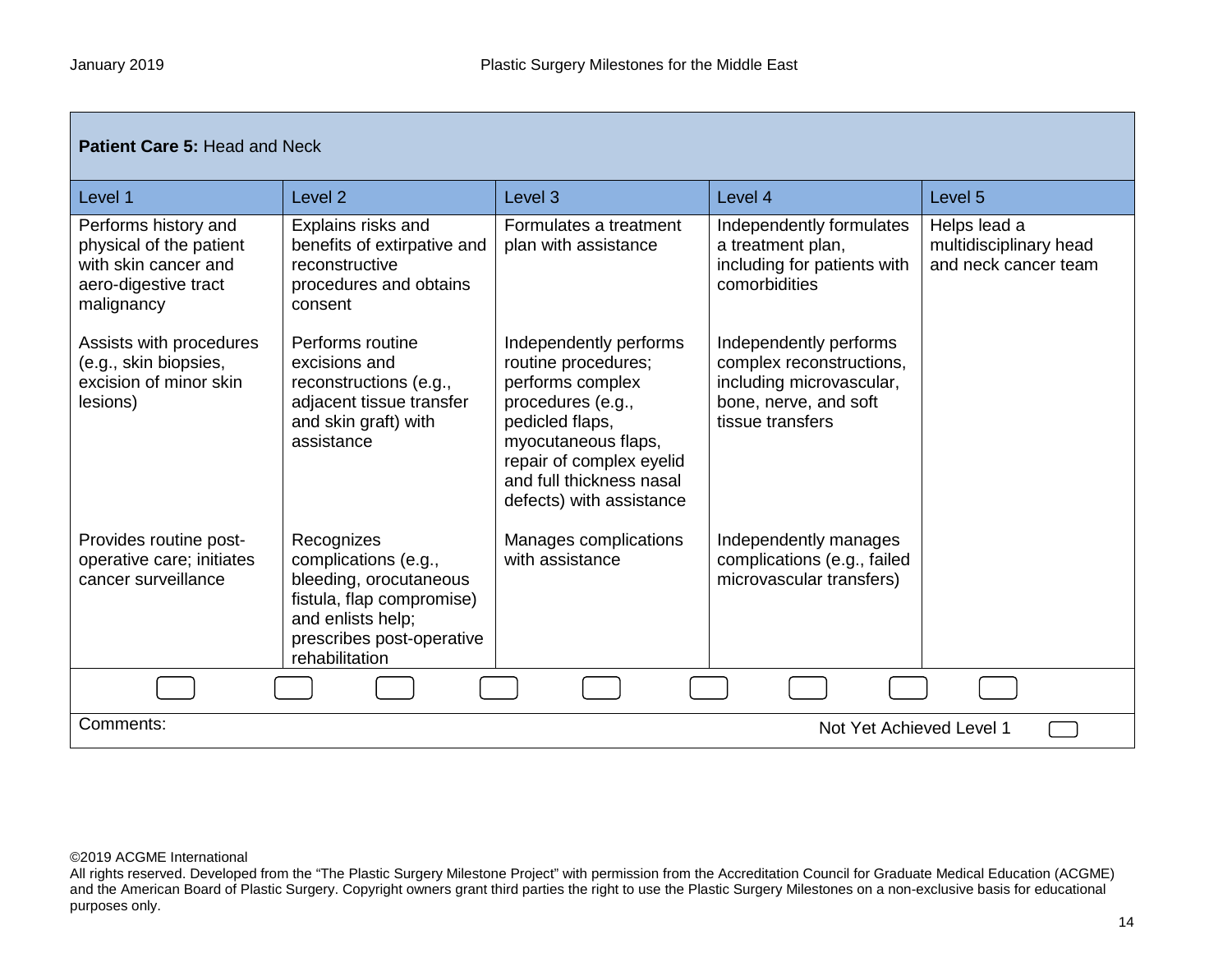| **Patient Care 5:** Head and Neck | | | | |
|---|---|---|---|---|
| Level 1 | Level 2 | Level 3 | Level 4 | Level 5 |
| Performs history and physical of the patient with skin cancer and aero-digestive tract malignancy | Explains risks and benefits of extirpative and reconstructive procedures and obtains consent | Formulates a treatment plan with assistance | Independently formulates a treatment plan, including for patients with comorbidities | Helps lead a multidisciplinary head and neck cancer team |
| Assists with procedures (e.g., skin biopsies, excision of minor skin lesions) | Performs routine excisions and reconstructions (e.g., adjacent tissue transfer and skin graft) with assistance | Independently performs routine procedures; performs complex procedures (e.g., pedicled flaps, myocutaneous flaps, repair of complex eyelid and full thickness nasal defects) with assistance | Independently performs complex reconstructions, including microvascular, bone, nerve, and soft tissue transfers | |
| Provides routine post-operative care; initiates cancer surveillance | Recognizes complications (e.g., bleeding, orocutaneous fistula, flap compromise) and enlists help; prescribes post-operative rehabilitation | Manages complications with assistance | Independently manages complications (e.g., failed microvascular transfers) | |

Comments:

Not Yet Achieved Level 1

©2019 ACGME International
All rights reserved. Developed from the "The Plastic Surgery Milestone Project" with permission from the Accreditation Council for Graduate Medical Education (ACGME) and the American Board of Plastic Surgery. Copyright owners grant third parties the right to use the Plastic Surgery Milestones on a non-exclusive basis for educational purposes only.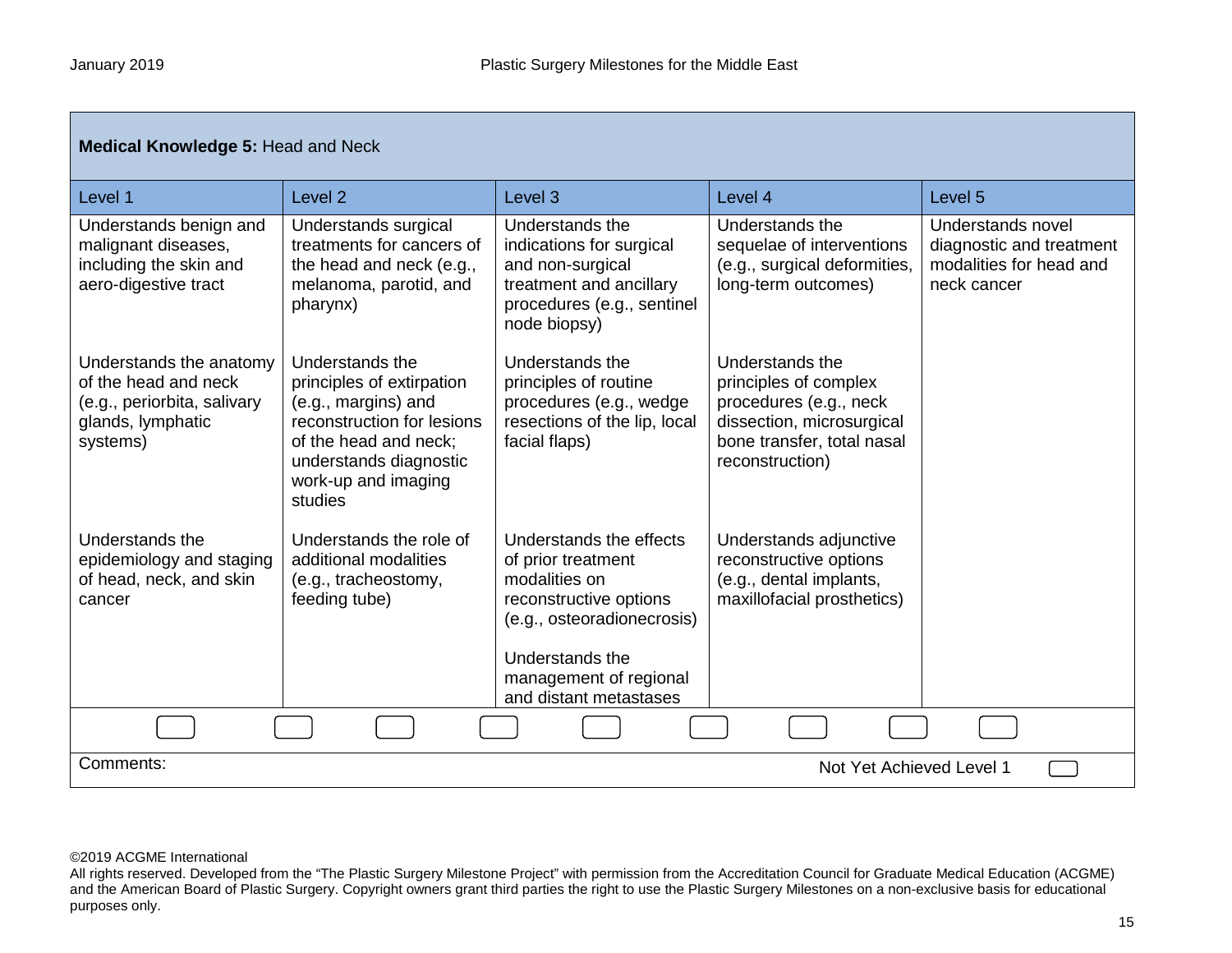| **Medical Knowledge 5:** Head and Neck | | | | |
|---|---|---|---|---|
| Level 1 | Level 2 | Level 3 | Level 4 | Level 5 |
| Understands benign and malignant diseases, including the skin and aero-digestive tract | Understands surgical treatments for cancers of the head and neck (e.g., melanoma, parotid, and pharynx) | Understands the indications for surgical and non-surgical treatment and ancillary procedures (e.g., sentinel node biopsy) | Understands the sequelae of interventions (e.g., surgical deformities, long-term outcomes) | Understands novel diagnostic and treatment modalities for head and neck cancer |
| Understands the anatomy of the head and neck (e.g., periorbita, salivary glands, lymphatic systems) | Understands the principles of extirpation (e.g., margins) and reconstruction for lesions of the head and neck; understands diagnostic work-up and imaging studies | Understands the principles of routine procedures (e.g., wedge resections of the lip, local facial flaps) | Understands the principles of complex procedures (e.g., neck dissection, microsurgical bone transfer, total nasal reconstruction) | |
| Understands the epidemiology and staging of head, neck, and skin cancer | Understands the role of additional modalities (e.g., tracheostomy, feeding tube) | Understands the effects of prior treatment modalities on reconstructive options (e.g., osteoradionecrosis)<br><br>Understands the management of regional and distant metastases | Understands adjunctive reconstructive options (e.g., dental implants, maxillofacial prosthetics) | |

Comments:

Not Yet Achieved Level 1

©2019 ACGME International
All rights reserved. Developed from the “The Plastic Surgery Milestone Project” with permission from the Accreditation Council for Graduate Medical Education (ACGME) and the American Board of Plastic Surgery. Copyright owners grant third parties the right to use the Plastic Surgery Milestones on a non-exclusive basis for educational purposes only.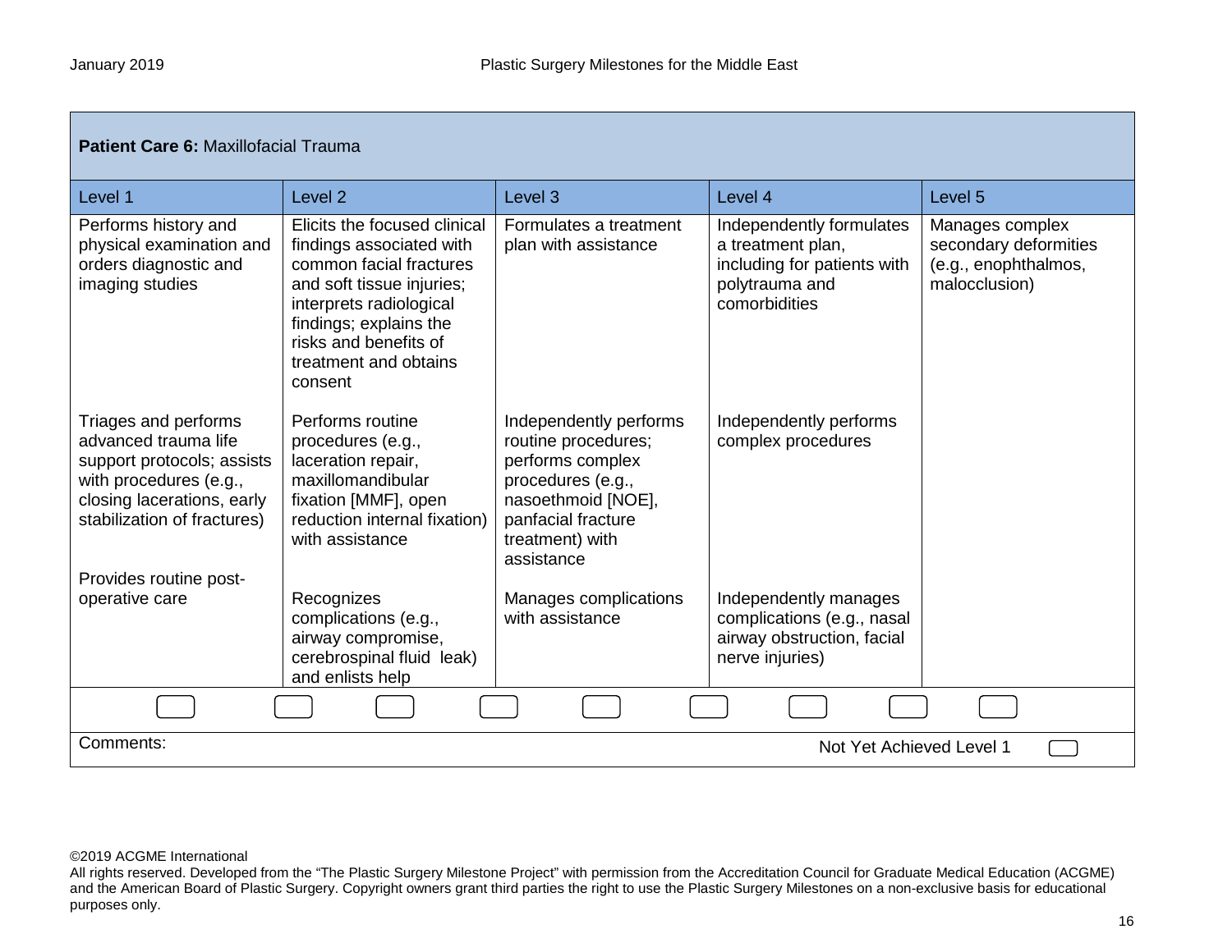| **Patient Care 6:** Maxillofacial Trauma | | | | |
|---|---|---|---|---|
| Level 1 | Level 2 | Level 3 | Level 4 | Level 5 |
| Performs history and physical examination and orders diagnostic and imaging studies | Elicits the focused clinical findings associated with common facial fractures and soft tissue injuries; interprets radiological findings; explains the risks and benefits of treatment and obtains consent | Formulates a treatment plan with assistance | Independently formulates a treatment plan, including for patients with polytrauma and comorbidities | Manages complex secondary deformities (e.g., enophthalmos, malocclusion) |
| Triages and performs advanced trauma life support protocols; assists with procedures (e.g., closing lacerations, early stabilization of fractures) | Performs routine procedures (e.g., laceration repair, maxillomandibular fixation [MMF], open reduction internal fixation) with assistance | Independently performs routine procedures; performs complex procedures (e.g., nasoethmoid [NOE], panfacial fracture treatment) with assistance | Independently performs complex procedures | |
| Provides routine post-operative care | Recognizes complications (e.g., airway compromise, cerebrospinal fluid leak) and enlists help | Manages complications with assistance | Independently manages complications (e.g., nasal airway obstruction, facial nerve injuries) | |

Comments:

Not Yet Achieved Level 1

©2019 ACGME International
All rights reserved. Developed from the "The Plastic Surgery Milestone Project" with permission from the Accreditation Council for Graduate Medical Education (ACGME) and the American Board of Plastic Surgery. Copyright owners grant third parties the right to use the Plastic Surgery Milestones on a non-exclusive basis for educational purposes only.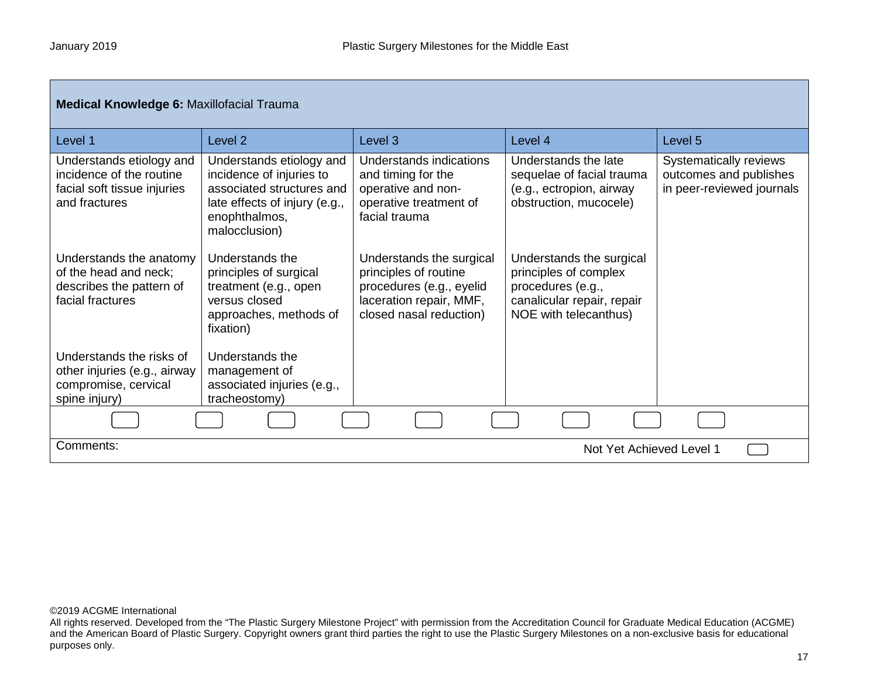| **Medical Knowledge 6:** Maxillofacial Trauma | | | | |
|---|---|---|---|---|
| Level 1 | Level 2 | Level 3 | Level 4 | Level 5 |
| Understands etiology and incidence of the routine facial soft tissue injuries and fractures | Understands etiology and incidence of injuries to associated structures and late effects of injury (e.g., enophthalmos, malocclusion) | Understands indications and timing for the operative and non-operative treatment of facial trauma | Understands the late sequelae of facial trauma (e.g., ectropion, airway obstruction, mucocele) | Systematically reviews outcomes and publishes in peer-reviewed journals |
| Understands the anatomy of the head and neck; describes the pattern of facial fractures | Understands the principles of surgical treatment (e.g., open versus closed approaches, methods of fixation) | Understands the surgical principles of routine procedures (e.g., eyelid laceration repair, MMF, closed nasal reduction) | Understands the surgical principles of complex procedures (e.g., canalicular repair, repair NOE with telecanthus) | |
| Understands the risks of other injuries (e.g., airway compromise, cervical spine injury) | Understands the management of associated injuries (e.g., tracheostomy) | | | |

Comments:

Not Yet Achieved Level 1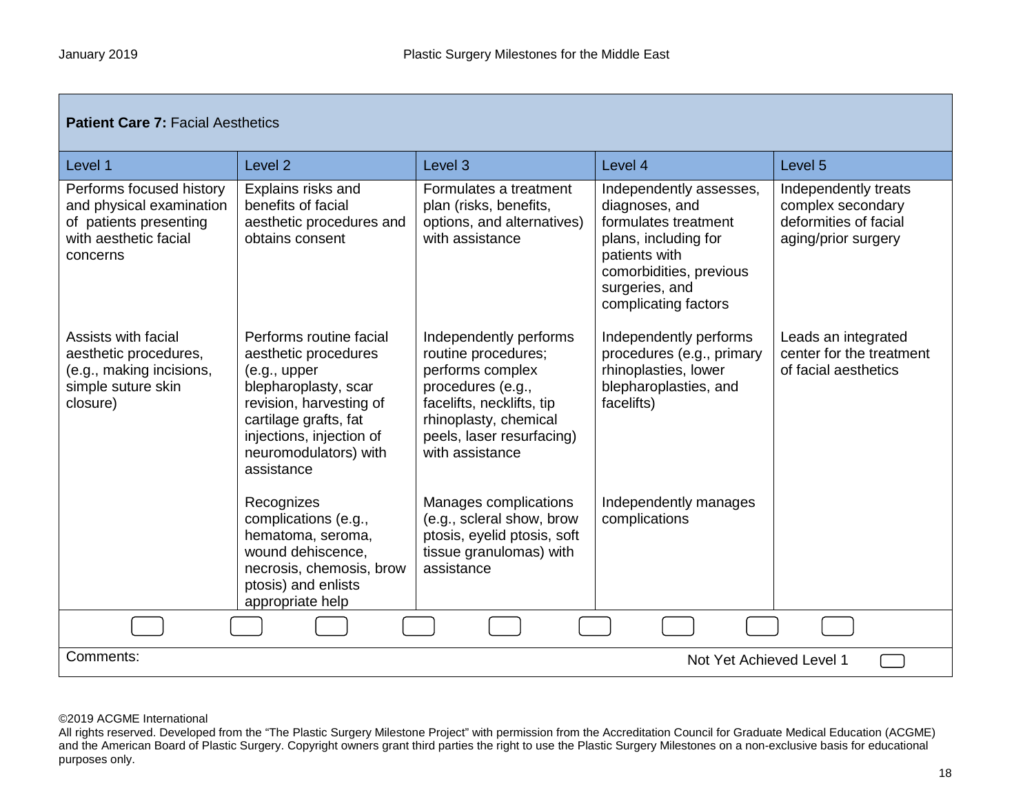| **Patient Care 7:** Facial Aesthetics | | | | |
|---|---|---|---|---|
| Level 1 | Level 2 | Level 3 | Level 4 | Level 5 |
| Performs focused history and physical examination of patients presenting with aesthetic facial concerns | Explains risks and benefits of facial aesthetic procedures and obtains consent | Formulates a treatment plan (risks, benefits, options, and alternatives) with assistance | Independently assesses, diagnoses, and formulates treatment plans, including for patients with comorbidities, previous surgeries, and complicating factors | Independently treats complex secondary deformities of facial aging/prior surgery |
| Assists with facial aesthetic procedures, (e.g., making incisions, simple suture skin closure) | Performs routine facial aesthetic procedures (e.g., upper blepharoplasty, scar revision, harvesting of cartilage grafts, fat injections, injection of neuromodulators) with assistance | Independently performs routine procedures; performs complex procedures (e.g., facelifts, necklifts, tip rhinoplasty, chemical peels, laser resurfacing) with assistance | Independently performs procedures (e.g., primary rhinoplasties, lower blepharoplasties, and facelifts) | Leads an integrated center for the treatment of facial aesthetics |
| | Recognizes complications (e.g., hematoma, seroma, wound dehiscence, necrosis, chemosis, brow ptosis) and enlists appropriate help | Manages complications (e.g., scleral show, brow ptosis, eyelid ptosis, soft tissue granulomas) with assistance | Independently manages complications | |

Comments:

Not Yet Achieved Level 1

©2019 ACGME International
All rights reserved. Developed from the "The Plastic Surgery Milestone Project" with permission from the Accreditation Council for Graduate Medical Education (ACGME) and the American Board of Plastic Surgery. Copyright owners grant third parties the right to use the Plastic Surgery Milestones on a non-exclusive basis for educational purposes only.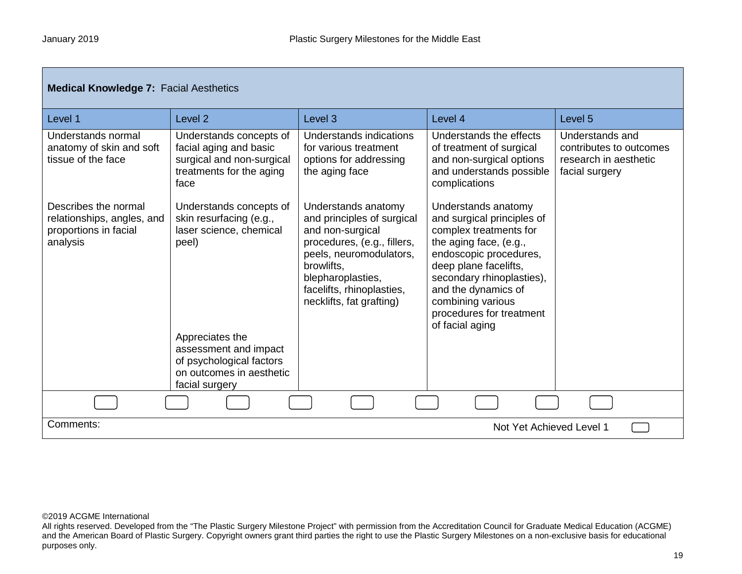| **Medical Knowledge 7:** Facial Aesthetics | | | | |
|---|---|---|---|---|
| Level 1 | Level 2 | Level 3 | Level 4 | Level 5 |
| Understands normal anatomy of skin and soft tissue of the face<br><br>Describes the normal relationships, angles, and proportions in facial analysis | Understands concepts of facial aging and basic surgical and non-surgical treatments for the aging face<br><br>Understands concepts of skin resurfacing (e.g., laser science, chemical peel)<br><br>Appreciates the assessment and impact of psychological factors on outcomes in aesthetic facial surgery | Understands indications for various treatment options for addressing the aging face<br><br>Understands anatomy and principles of surgical and non-surgical procedures, (e.g., fillers, peels, neuromodulators, browlifts, blepharoplasties, facelifts, rhinoplasties, necklifts, fat grafting) | Understands the effects of treatment of surgical and non-surgical options and understands possible complications<br><br>Understands anatomy and surgical principles of complex treatments for the aging face, (e.g., endoscopic procedures, deep plane facelifts, secondary rhinoplasties), and the dynamics of combining various procedures for treatment of facial aging | Understands and contributes to outcomes research in aesthetic facial surgery |

Comments:

Not Yet Achieved Level 1

©2019 ACGME International
All rights reserved. Developed from the "The Plastic Surgery Milestone Project" with permission from the Accreditation Council for Graduate Medical Education (ACGME) and the American Board of Plastic Surgery. Copyright owners grant third parties the right to use the Plastic Surgery Milestones on a non-exclusive basis for educational purposes only.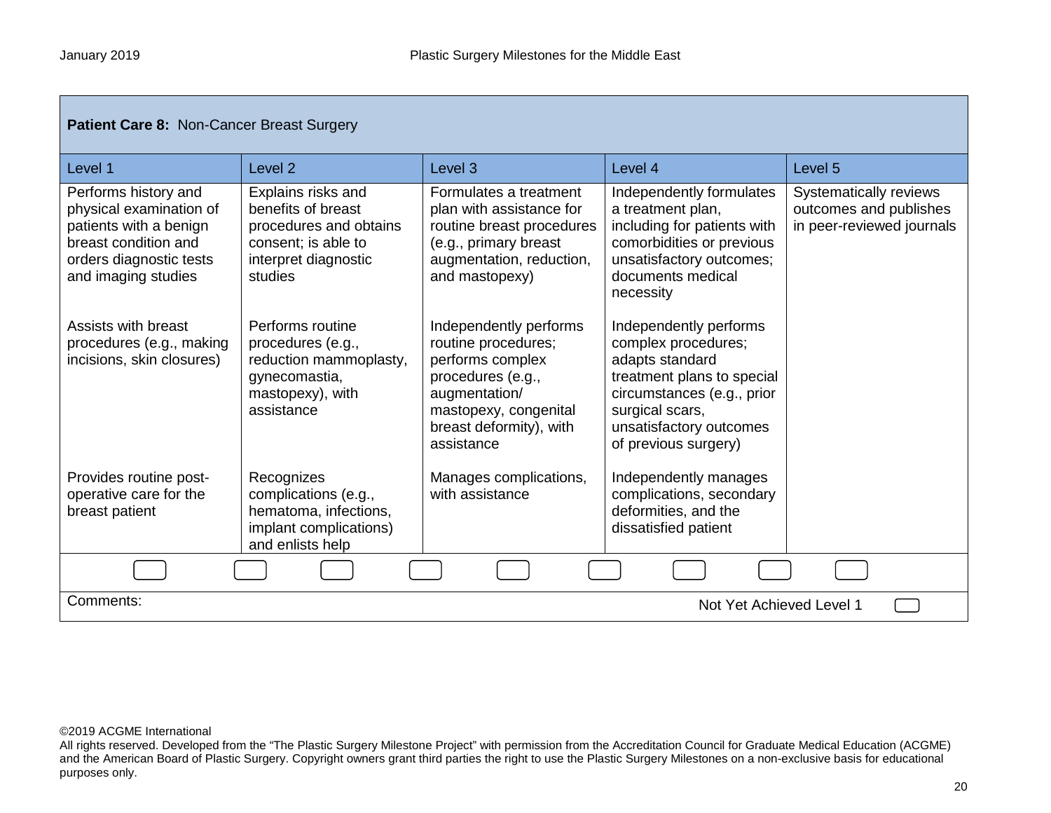| **Patient Care 8:** Non-Cancer Breast Surgery | | | | |
|---|---|---|---|---|
| Level 1 | Level 2 | Level 3 | Level 4 | Level 5 |
| Performs history and physical examination of patients with a benign breast condition and orders diagnostic tests and imaging studies | Explains risks and benefits of breast procedures and obtains consent; is able to interpret diagnostic studies | Formulates a treatment plan with assistance for routine breast procedures (e.g., primary breast augmentation, reduction, and mastopexy) | Independently formulates a treatment plan, including for patients with comorbidities or previous unsatisfactory outcomes; documents medical necessity | Systematically reviews outcomes and publishes in peer-reviewed journals |
| Assists with breast procedures (e.g., making incisions, skin closures) | Performs routine procedures (e.g., reduction mammoplasty, gynecomastia, mastopexy), with assistance | Independently performs routine procedures; performs complex procedures (e.g., augmentation/ mastopexy, congenital breast deformity), with assistance | Independently performs complex procedures; adapts standard treatment plans to special circumstances (e.g., prior surgical scars, unsatisfactory outcomes of previous surgery) | |
| Provides routine post-operative care for the breast patient | Recognizes complications (e.g., hematoma, infections, implant complications) and enlists help | Manages complications, with assistance | Independently manages complications, secondary deformities, and the dissatisfied patient | |

Comments:

Not Yet Achieved Level 1

©2019 ACGME International
All rights reserved. Developed from the “The Plastic Surgery Milestone Project” with permission from the Accreditation Council for Graduate Medical Education (ACGME) and the American Board of Plastic Surgery. Copyright owners grant third parties the right to use the Plastic Surgery Milestones on a non-exclusive basis for educational purposes only.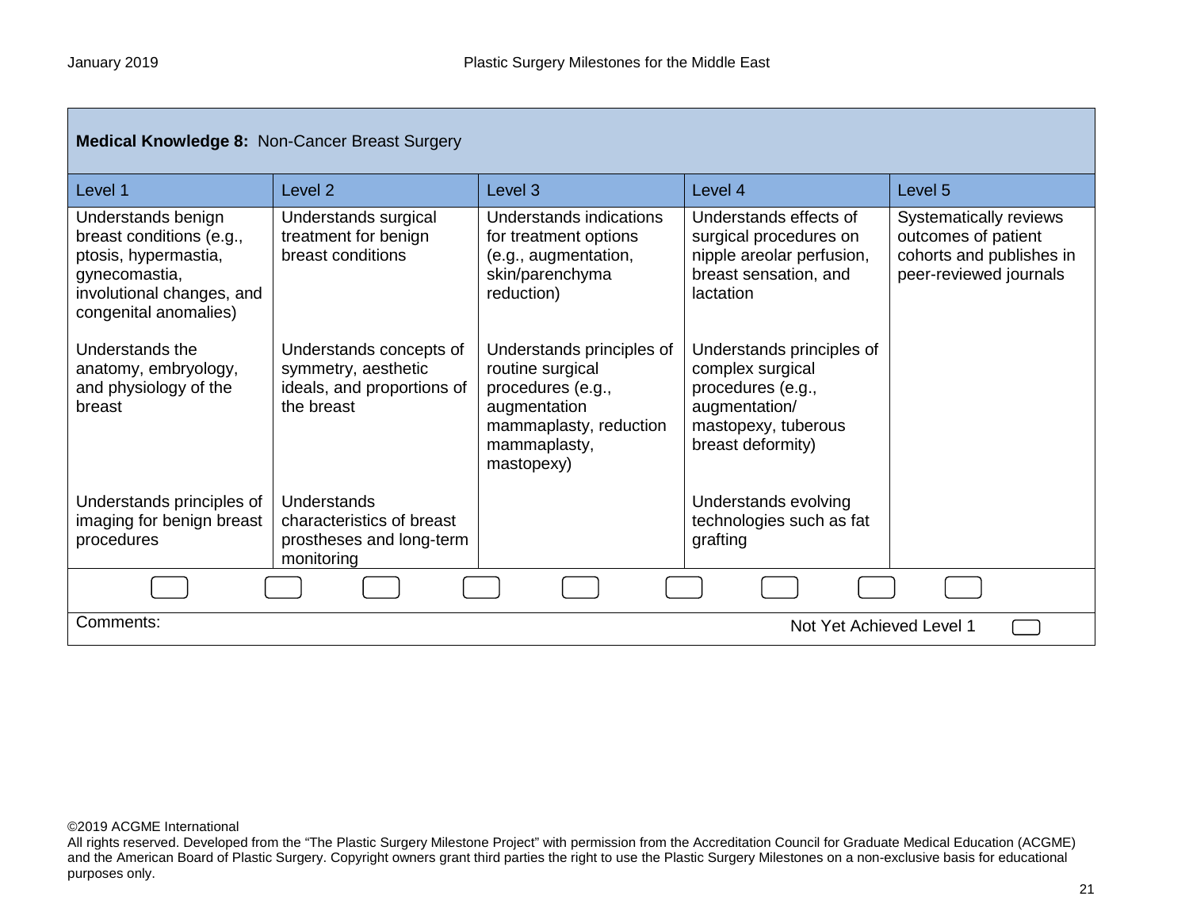| **Medical Knowledge 8:** Non-Cancer Breast Surgery | | | | |
|---|---|---|---|---|
| Level 1 | Level 2 | Level 3 | Level 4 | Level 5 |
| Understands benign breast conditions (e.g., ptosis, hypermastia, gynecomastia, involutional changes, and congenital anomalies) | Understands surgical treatment for benign breast conditions | Understands indications for treatment options (e.g., augmentation, skin/parenchyma reduction) | Understands effects of surgical procedures on nipple areolar perfusion, breast sensation, and lactation | Systematically reviews outcomes of patient cohorts and publishes in peer-reviewed journals |
| Understands the anatomy, embryology, and physiology of the breast | Understands concepts of symmetry, aesthetic ideals, and proportions of the breast | Understands principles of routine surgical procedures (e.g., augmentation mammaplasty, reduction mammaplasty, mastopexy) | Understands principles of complex surgical procedures (e.g., augmentation/ mastopexy, tuberous breast deformity) | |
| Understands principles of imaging for benign breast procedures | Understands characteristics of breast prostheses and long-term monitoring | | Understands evolving technologies such as fat grafting | |

Comments:

Not Yet Achieved Level 1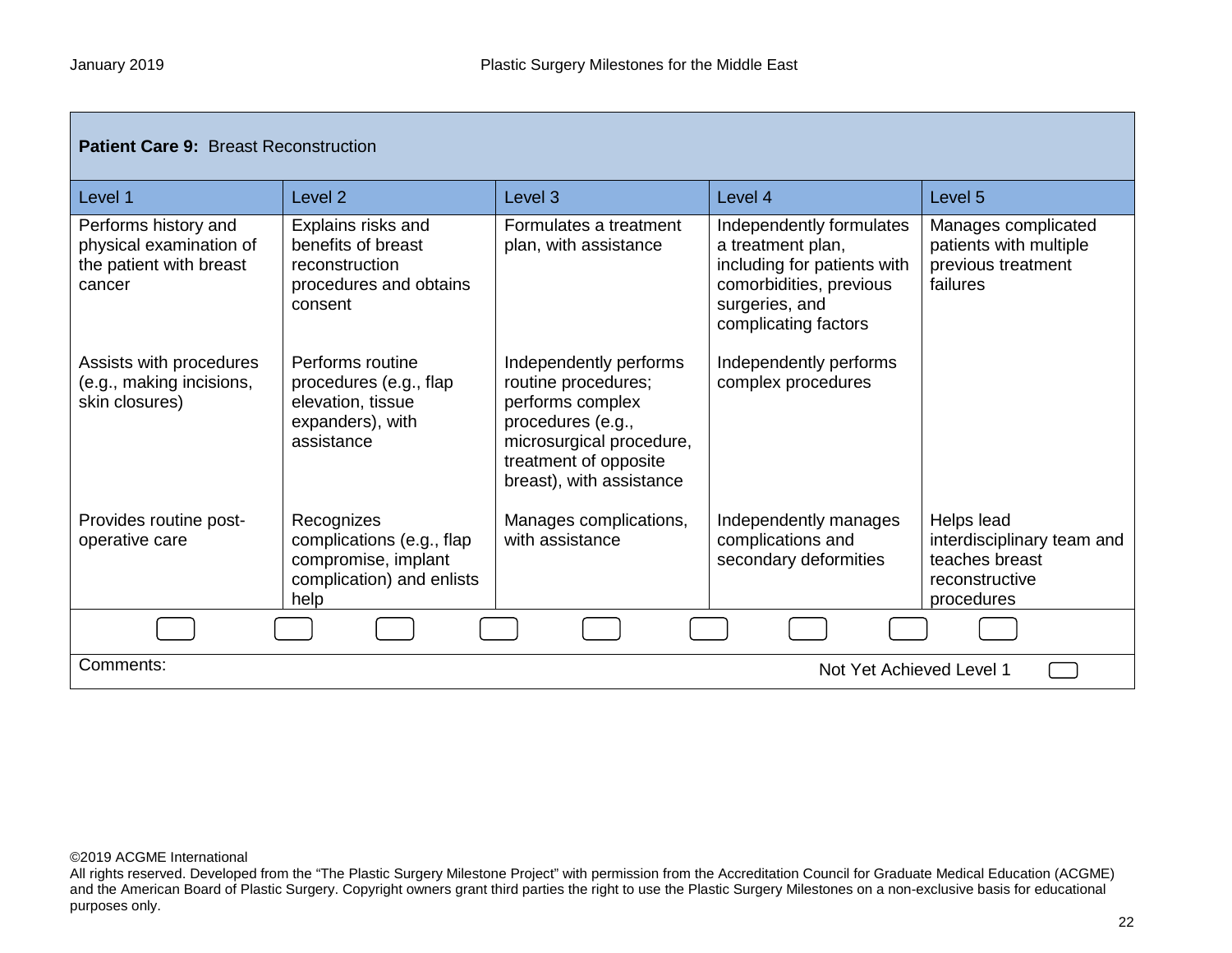| **Patient Care 9:** Breast Reconstruction | | | | |
|---|---|---|---|---|
| Level 1 | Level 2 | Level 3 | Level 4 | Level 5 |
| Performs history and physical examination of the patient with breast cancer | Explains risks and benefits of breast reconstruction procedures and obtains consent | Formulates a treatment plan, with assistance | Independently formulates a treatment plan, including for patients with comorbidities, previous surgeries, and complicating factors | Manages complicated patients with multiple previous treatment failures |
| Assists with procedures (e.g., making incisions, skin closures) | Performs routine procedures (e.g., flap elevation, tissue expanders), with assistance | Independently performs routine procedures; performs complex procedures (e.g., microsurgical procedure, treatment of opposite breast), with assistance | Independently performs complex procedures | |
| Provides routine post-operative care | Recognizes complications (e.g., flap compromise, implant complication) and enlists help | Manages complications, with assistance | Independently manages complications and secondary deformities | Helps lead interdisciplinary team and teaches breast reconstructive procedures |

Comments:

Not Yet Achieved Level 1

©2019 ACGME International
All rights reserved. Developed from the "The Plastic Surgery Milestone Project" with permission from the Accreditation Council for Graduate Medical Education (ACGME) and the American Board of Plastic Surgery. Copyright owners grant third parties the right to use the Plastic Surgery Milestones on a non-exclusive basis for educational purposes only.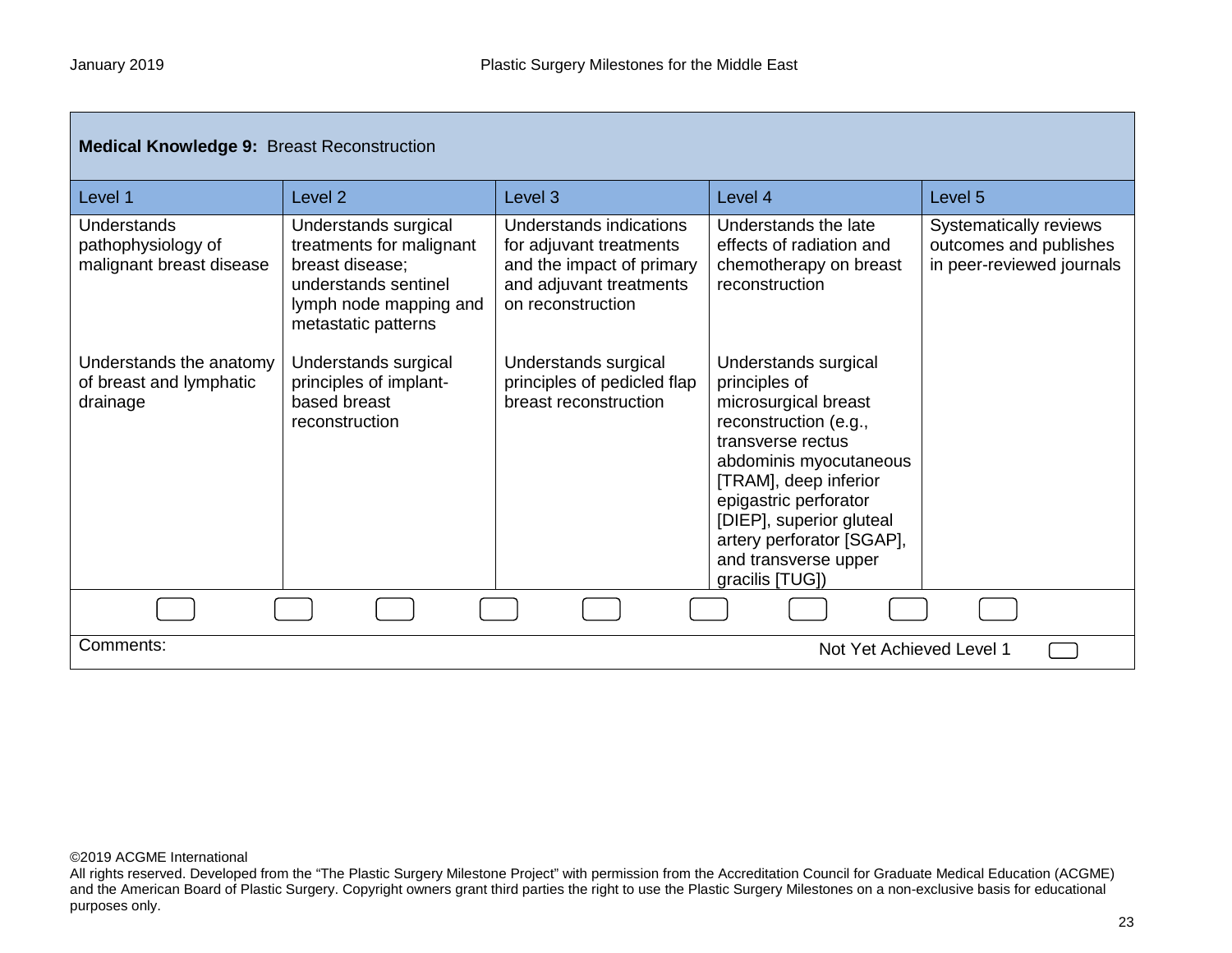**Medical Knowledge 9:** Breast Reconstruction

| Level 1 | Level 2 | Level 3 | Level 4 | Level 5 |
|---|---|---|---|---|
| Understands pathophysiology of malignant breast disease | Understands surgical treatments for malignant breast disease; understands sentinel lymph node mapping and metastatic patterns | Understands indications for adjuvant treatments and the impact of primary and adjuvant treatments on reconstruction | Understands the late effects of radiation and chemotherapy on breast reconstruction | Systematically reviews outcomes and publishes in peer-reviewed journals |
| Understands the anatomy of breast and lymphatic drainage | Understands surgical principles of implant-based breast reconstruction | Understands surgical principles of pedicled flap breast reconstruction | Understands surgical principles of microsurgical breast reconstruction (e.g., transverse rectus abdominis myocutaneous [TRAM], deep inferior epigastric perforator [DIEP], superior gluteal artery perforator [SGAP], and transverse upper gracilis [TUG]) | |

Comments:

Not Yet Achieved Level 1

©2019 ACGME International
All rights reserved. Developed from the "The Plastic Surgery Milestone Project" with permission from the Accreditation Council for Graduate Medical Education (ACGME) and the American Board of Plastic Surgery. Copyright owners grant third parties the right to use the Plastic Surgery Milestones on a non-exclusive basis for educational purposes only.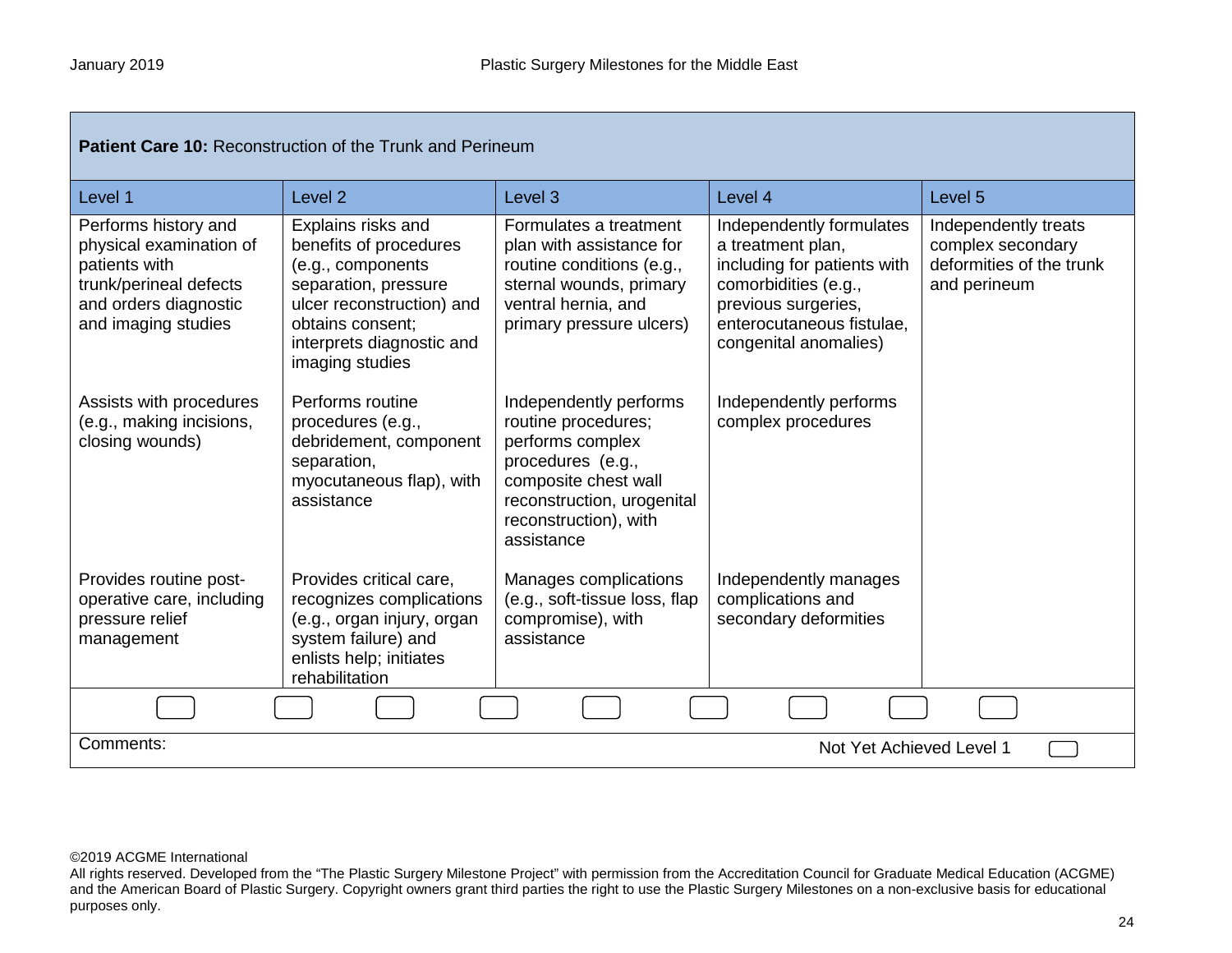| **Patient Care 10:** Reconstruction of the Trunk and Perineum | | | | |
|---|---|---|---|---|
| Level 1 | Level 2 | Level 3 | Level 4 | Level 5 |
| Performs history and physical examination of patients with trunk/perineal defects and orders diagnostic and imaging studies | Explains risks and benefits of procedures (e.g., components separation, pressure ulcer reconstruction) and obtains consent; interprets diagnostic and imaging studies | Formulates a treatment plan with assistance for routine conditions (e.g., sternal wounds, primary ventral hernia, and primary pressure ulcers) | Independently formulates a treatment plan, including for patients with comorbidities (e.g., previous surgeries, enterocutaneous fistulae, congenital anomalies) | Independently treats complex secondary deformities of the trunk and perineum |
| Assists with procedures (e.g., making incisions, closing wounds) | Performs routine procedures (e.g., debridement, component separation, myocutaneous flap), with assistance | Independently performs routine procedures; performs complex procedures (e.g., composite chest wall reconstruction, urogenital reconstruction), with assistance | Independently performs complex procedures | |
| Provides routine post-operative care, including pressure relief management | Provides critical care, recognizes complications (e.g., organ injury, organ system failure) and enlists help; initiates rehabilitation | Manages complications (e.g., soft-tissue loss, flap compromise), with assistance | Independently manages complications and secondary deformities | |

Comments:

Not Yet Achieved Level 1

©2019 ACGME International
All rights reserved. Developed from the "The Plastic Surgery Milestone Project" with permission from the Accreditation Council for Graduate Medical Education (ACGME) and the American Board of Plastic Surgery. Copyright owners grant third parties the right to use the Plastic Surgery Milestones on a non-exclusive basis for educational purposes only.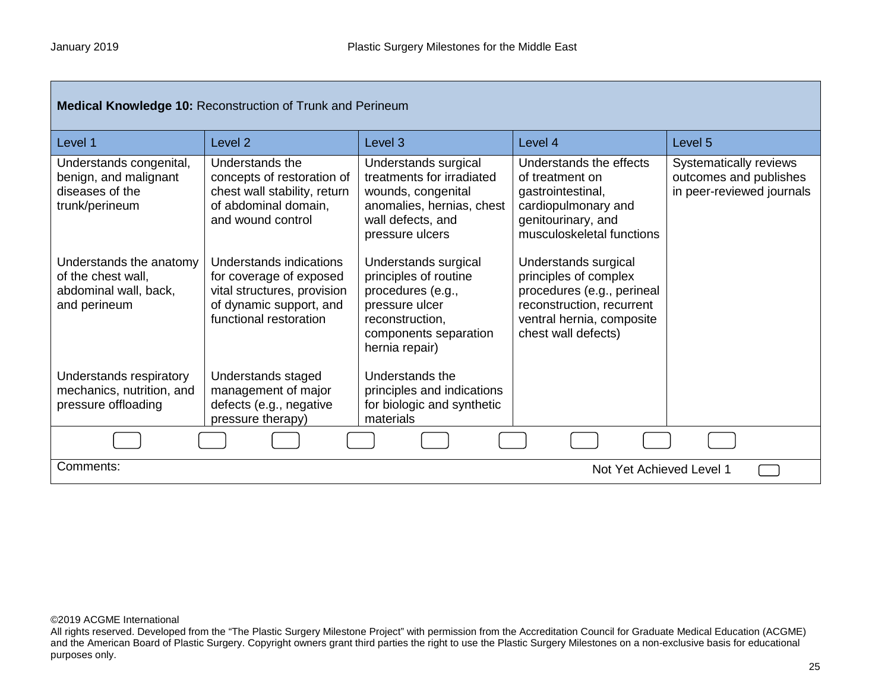**Medical Knowledge 10:** Reconstruction of Trunk and Perineum

| Level 1 | Level 2 | Level 3 | Level 4 | Level 5 |
|---|---|---|---|---|
| Understands congenital, benign, and malignant diseases of the trunk/perineum | Understands the concepts of restoration of chest wall stability, return of abdominal domain, and wound control | Understands surgical treatments for irradiated wounds, congenital anomalies, hernias, chest wall defects, and pressure ulcers | Understands the effects of treatment on gastrointestinal, cardiopulmonary and genitourinary, and musculoskeletal functions | Systematically reviews outcomes and publishes in peer-reviewed journals |
| Understands the anatomy of the chest wall, abdominal wall, back, and perineum | Understands indications for coverage of exposed vital structures, provision of dynamic support, and functional restoration | Understands surgical principles of routine procedures (e.g., pressure ulcer reconstruction, components separation hernia repair) | Understands surgical principles of complex procedures (e.g., perineal reconstruction, recurrent ventral hernia, composite chest wall defects) | |
| Understands respiratory mechanics, nutrition, and pressure offloading | Understands staged management of major defects (e.g., negative pressure therapy) | Understands the principles and indications for biologic and synthetic materials | | |

Comments:

Not Yet Achieved Level 1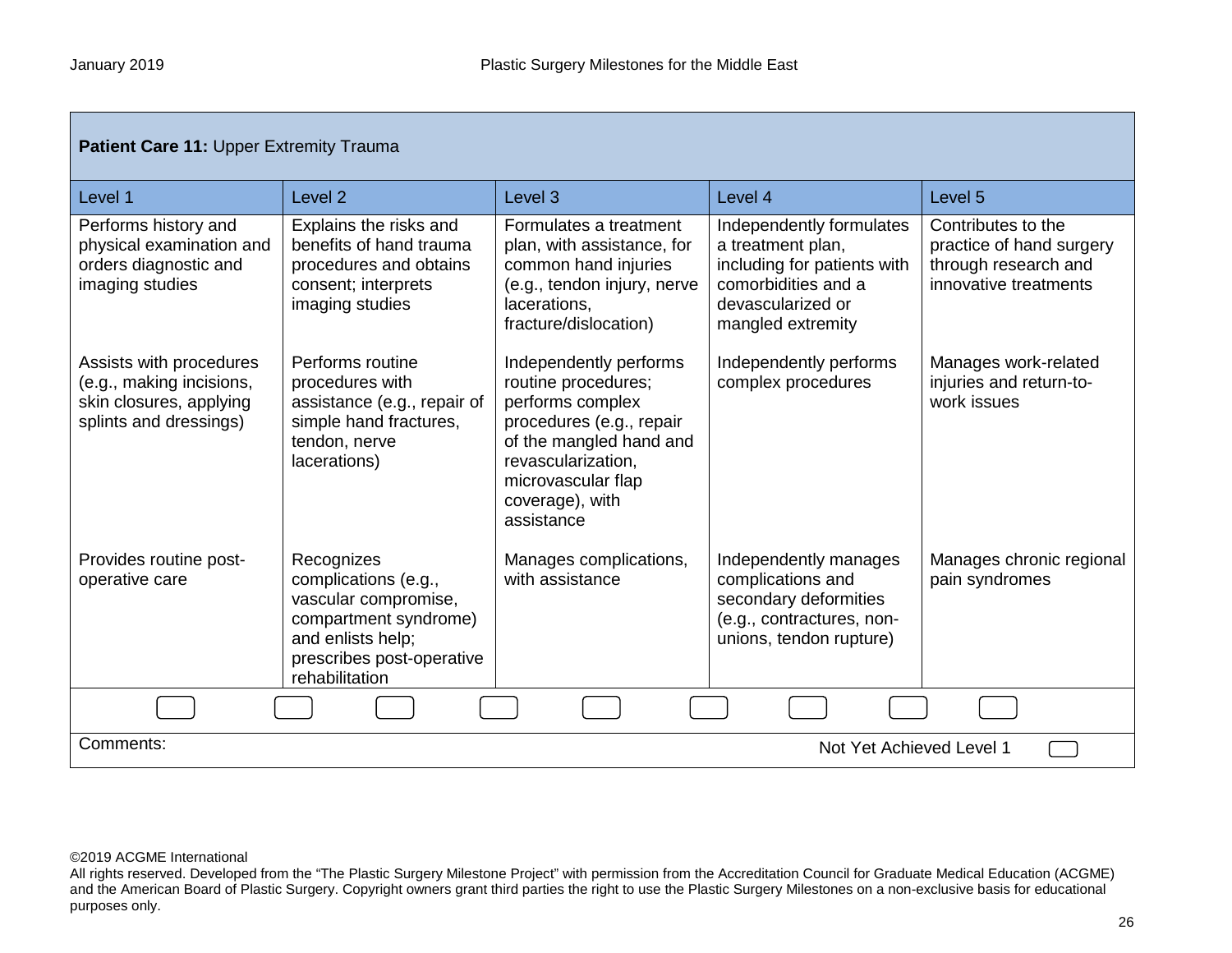**Patient Care 11:** Upper Extremity Trauma

| Level 1 | Level 2 | Level 3 | Level 4 | Level 5 |
|---|---|---|---|---|
| Performs history and physical examination and orders diagnostic and imaging studies | Explains the risks and benefits of hand trauma procedures and obtains consent; interprets imaging studies | Formulates a treatment plan, with assistance, for common hand injuries (e.g., tendon injury, nerve lacerations, fracture/dislocation) | Independently formulates a treatment plan, including for patients with comorbidities and a devascularized or mangled extremity | Contributes to the practice of hand surgery through research and innovative treatments |
| Assists with procedures (e.g., making incisions, skin closures, applying splints and dressings) | Performs routine procedures with assistance (e.g., repair of simple hand fractures, tendon, nerve lacerations) | Independently performs routine procedures; performs complex procedures (e.g., repair of the mangled hand and revascularization, microvascular flap coverage), with assistance | Independently performs complex procedures | Manages work-related injuries and return-to-work issues |
| Provides routine post-operative care | Recognizes complications (e.g., vascular compromise, compartment syndrome) and enlists help; prescribes post-operative rehabilitation | Manages complications, with assistance | Independently manages complications and secondary deformities (e.g., contractures, non-unions, tendon rupture) | Manages chronic regional pain syndromes |

Comments:

Not Yet Achieved Level 1

©2019 ACGME International
All rights reserved. Developed from the "The Plastic Surgery Milestone Project" with permission from the Accreditation Council for Graduate Medical Education (ACGME) and the American Board of Plastic Surgery. Copyright owners grant third parties the right to use the Plastic Surgery Milestones on a non-exclusive basis for educational purposes only.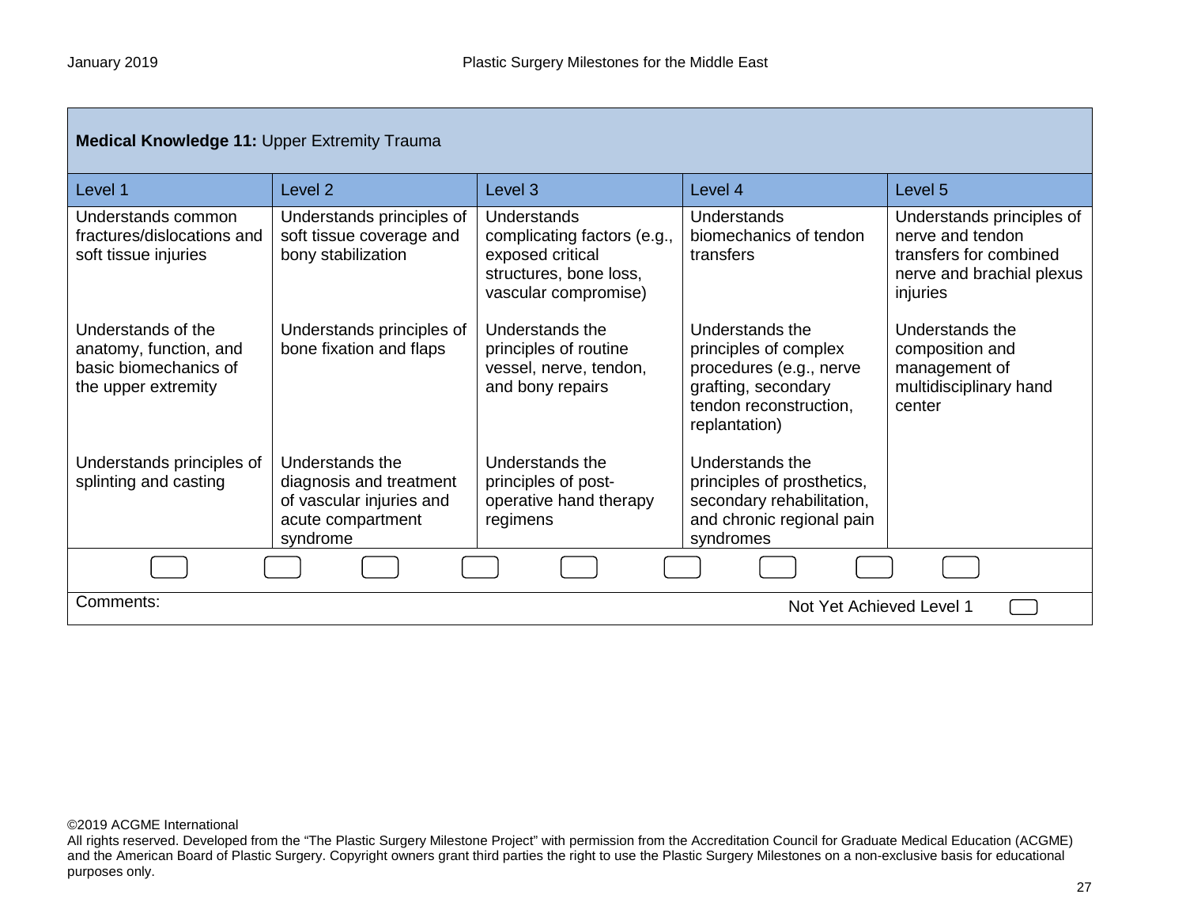| **Medical Knowledge 11:** Upper Extremity Trauma | | | | |
|---|---|---|---|---|
| Level 1 | Level 2 | Level 3 | Level 4 | Level 5 |
| Understands common fractures/dislocations and soft tissue injuries | Understands principles of soft tissue coverage and bony stabilization | Understands complicating factors (e.g., exposed critical structures, bone loss, vascular compromise) | Understands biomechanics of tendon transfers | Understands principles of nerve and tendon transfers for combined nerve and brachial plexus injuries |
| Understands of the anatomy, function, and basic biomechanics of the upper extremity | Understands principles of bone fixation and flaps | Understands the principles of routine vessel, nerve, tendon, and bony repairs | Understands the principles of complex procedures (e.g., nerve grafting, secondary tendon reconstruction, replantation) | Understands the composition and management of multidisciplinary hand center |
| Understands principles of splinting and casting | Understands the diagnosis and treatment of vascular injuries and acute compartment syndrome | Understands the principles of post-operative hand therapy regimens | Understands the principles of prosthetics, secondary rehabilitation, and chronic regional pain syndromes | |

Comments:

Not Yet Achieved Level 1

©2019 ACGME International
All rights reserved. Developed from the "The Plastic Surgery Milestone Project" with permission from the Accreditation Council for Graduate Medical Education (ACGME) and the American Board of Plastic Surgery. Copyright owners grant third parties the right to use the Plastic Surgery Milestones on a non-exclusive basis for educational purposes only.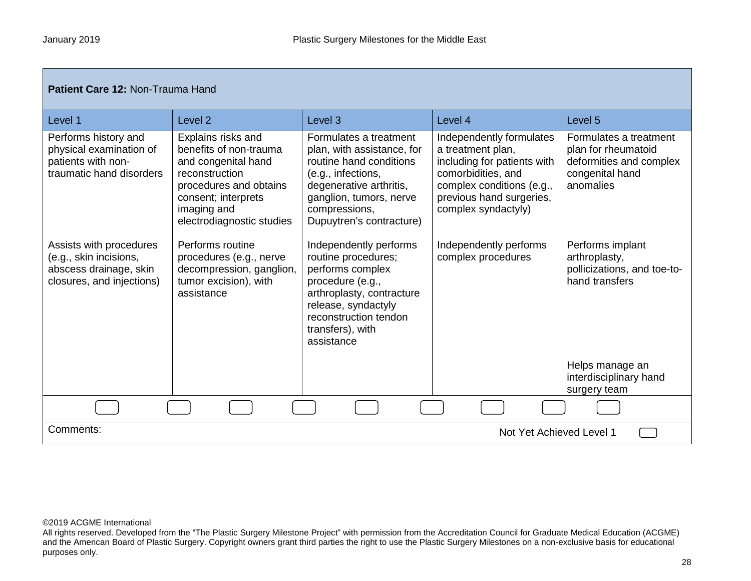| **Patient Care 12:** Non-Trauma Hand | | | | |
|---|---|---|---|---|
| Level 1 | Level 2 | Level 3 | Level 4 | Level 5 |
| Performs history and physical examination of patients with non-traumatic hand disorders | Explains risks and benefits of non-trauma and congenital hand reconstruction procedures and obtains consent; interprets imaging and electrodiagnostic studies | Formulates a treatment plan, with assistance, for routine hand conditions (e.g., infections, degenerative arthritis, ganglion, tumors, nerve compressions, Dupuytren's contracture) | Independently formulates a treatment plan, including for patients with comorbidities, and complex conditions (e.g., previous hand surgeries, complex syndactyly) | Formulates a treatment plan for rheumatoid deformities and complex congenital hand anomalies |
| Assists with procedures (e.g., skin incisions, abscess drainage, skin closures, and injections) | Performs routine procedures (e.g., nerve decompression, ganglion, tumor excision), with assistance | Independently performs routine procedures; performs complex procedure (e.g., arthroplasty, contracture release, syndactyly reconstruction tendon transfers), with assistance | Independently performs complex procedures | Performs implant arthroplasty, pollicizations, and toe-to-hand transfers |
| | | | | Helps manage an interdisciplinary hand surgery team |

Comments:

Not Yet Achieved Level 1

©2019 ACGME International
All rights reserved. Developed from the "The Plastic Surgery Milestone Project" with permission from the Accreditation Council for Graduate Medical Education (ACGME) and the American Board of Plastic Surgery. Copyright owners grant third parties the right to use the Plastic Surgery Milestones on a non-exclusive basis for educational purposes only.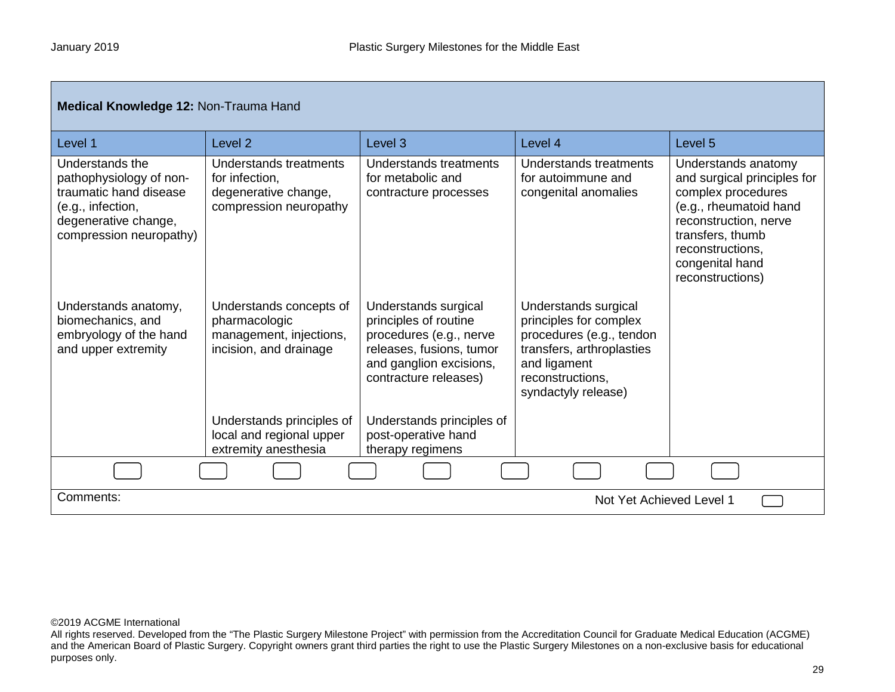| **Medical Knowledge 12:** Non-Trauma Hand | | | | |
|---|---|---|---|---|
| Level 1 | Level 2 | Level 3 | Level 4 | Level 5 |
| Understands the pathophysiology of non-traumatic hand disease (e.g., infection, degenerative change, compression neuropathy) | Understands treatments for infection, degenerative change, compression neuropathy | Understands treatments for metabolic and contracture processes | Understands treatments for autoimmune and congenital anomalies | Understands anatomy and surgical principles for complex procedures (e.g., rheumatoid hand reconstruction, nerve transfers, thumb reconstructions, congenital hand reconstructions) |
| Understands anatomy, biomechanics, and embryology of the hand and upper extremity | Understands concepts of pharmacologic management, injections, incision, and drainage | Understands surgical principles of routine procedures (e.g., nerve releases, fusions, tumor and ganglion excisions, contracture releases) | Understands surgical principles for complex procedures (e.g., tendon transfers, arthroplasties and ligament reconstructions, syndactyly release) | |
| | Understands principles of local and regional upper extremity anesthesia | Understands principles of post-operative hand therapy regimens | | |

Comments: Not Yet Achieved Level 1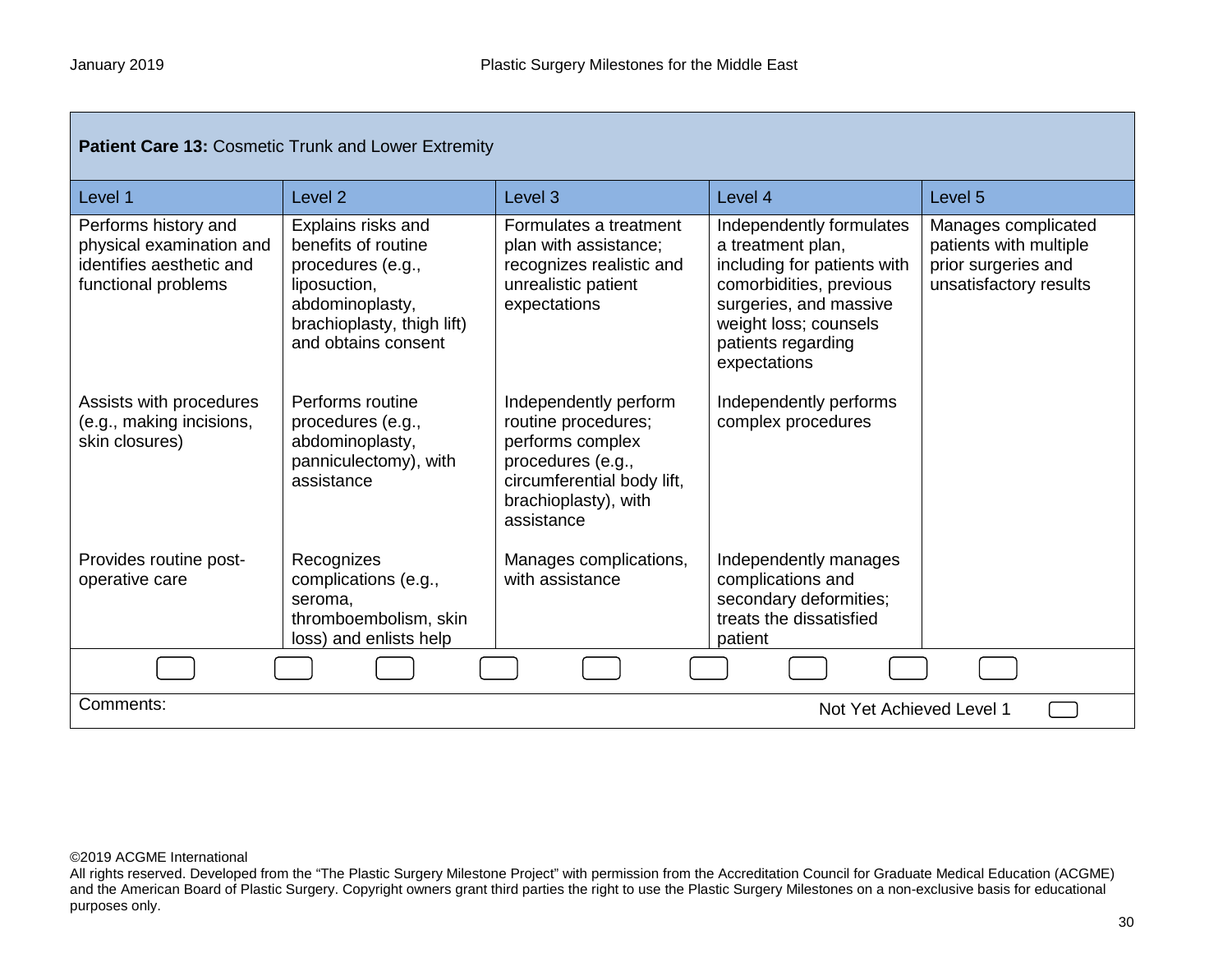| **Patient Care 13:** Cosmetic Trunk and Lower Extremity | | | | |
|---|---|---|---|---|
| Level 1 | Level 2 | Level 3 | Level 4 | Level 5 |
| Performs history and physical examination and identifies aesthetic and functional problems | Explains risks and benefits of routine procedures (e.g., liposuction, abdominoplasty, brachioplasty, thigh lift) and obtains consent | Formulates a treatment plan with assistance; recognizes realistic and unrealistic patient expectations | Independently formulates a treatment plan, including for patients with comorbidities, previous surgeries, and massive weight loss; counsels patients regarding expectations | Manages complicated patients with multiple prior surgeries and unsatisfactory results |
| Assists with procedures (e.g., making incisions, skin closures) | Performs routine procedures (e.g., abdominoplasty, panniculectomy), with assistance | Independently perform routine procedures; performs complex procedures (e.g., circumferential body lift, brachioplasty), with assistance | Independently performs complex procedures | |
| Provides routine post-operative care | Recognizes complications (e.g., seroma, thromboembolism, skin loss) and enlists help | Manages complications, with assistance | Independently manages complications and secondary deformities; treats the dissatisfied patient | |

Comments:

Not Yet Achieved Level 1

©2019 ACGME International
All rights reserved. Developed from the “The Plastic Surgery Milestone Project” with permission from the Accreditation Council for Graduate Medical Education (ACGME) and the American Board of Plastic Surgery. Copyright owners grant third parties the right to use the Plastic Surgery Milestones on a non-exclusive basis for educational purposes only.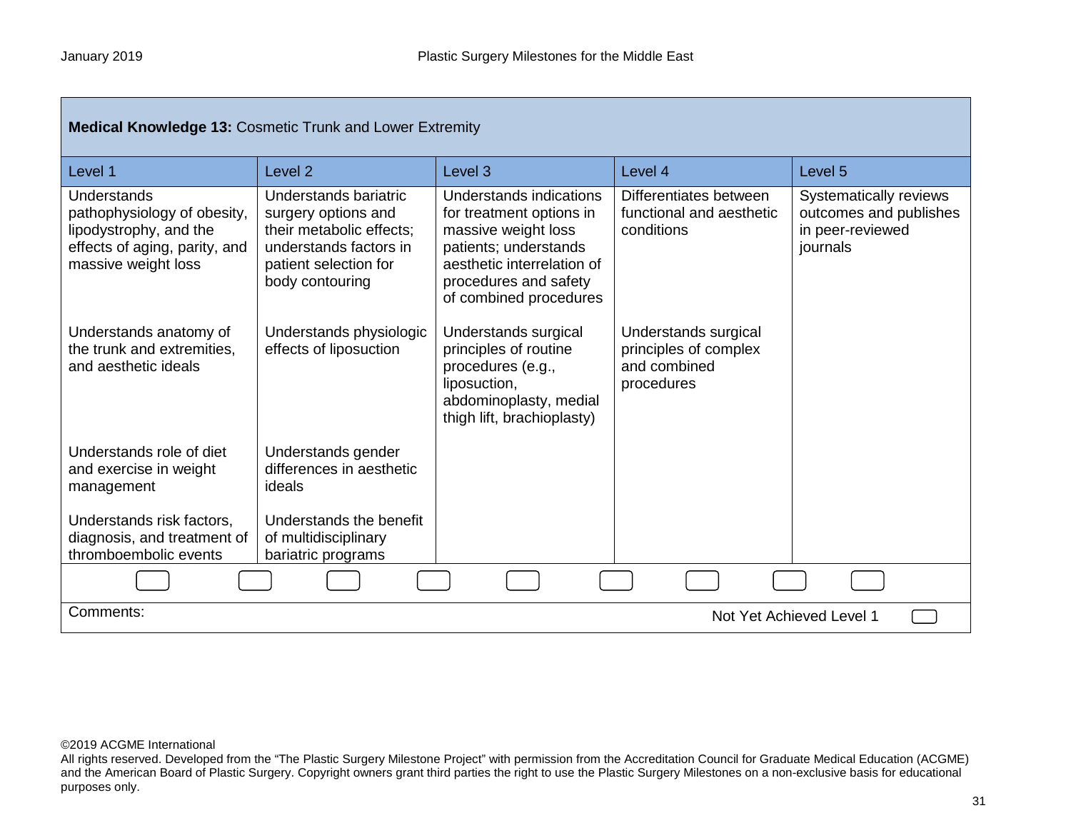| **Medical Knowledge 13:** Cosmetic Trunk and Lower Extremity | | | | |
|---|---|---|---|---|
| Level 1 | Level 2 | Level 3 | Level 4 | Level 5 |
| Understands pathophysiology of obesity, lipodystrophy, and the effects of aging, parity, and massive weight loss | Understands bariatric surgery options and their metabolic effects; understands factors in patient selection for body contouring | Understands indications for treatment options in massive weight loss patients; understands aesthetic interrelation of procedures and safety of combined procedures | Differentiates between functional and aesthetic conditions | Systematically reviews outcomes and publishes in peer-reviewed journals |
| Understands anatomy of the trunk and extremities, and aesthetic ideals | Understands physiologic effects of liposuction | Understands surgical principles of routine procedures (e.g., liposuction, abdominoplasty, medial thigh lift, brachioplasty) | Understands surgical principles of complex and combined procedures | |
| Understands role of diet and exercise in weight management | Understands gender differences in aesthetic ideals | | | |
| Understands risk factors, diagnosis, and treatment of thromboembolic events | Understands the benefit of multidisciplinary bariatric programs | | | |

Comments:

Not Yet Achieved Level 1

©2019 ACGME International
All rights reserved. Developed from the "The Plastic Surgery Milestone Project" with permission from the Accreditation Council for Graduate Medical Education (ACGME) and the American Board of Plastic Surgery. Copyright owners grant third parties the right to use the Plastic Surgery Milestones on a non-exclusive basis for educational purposes only.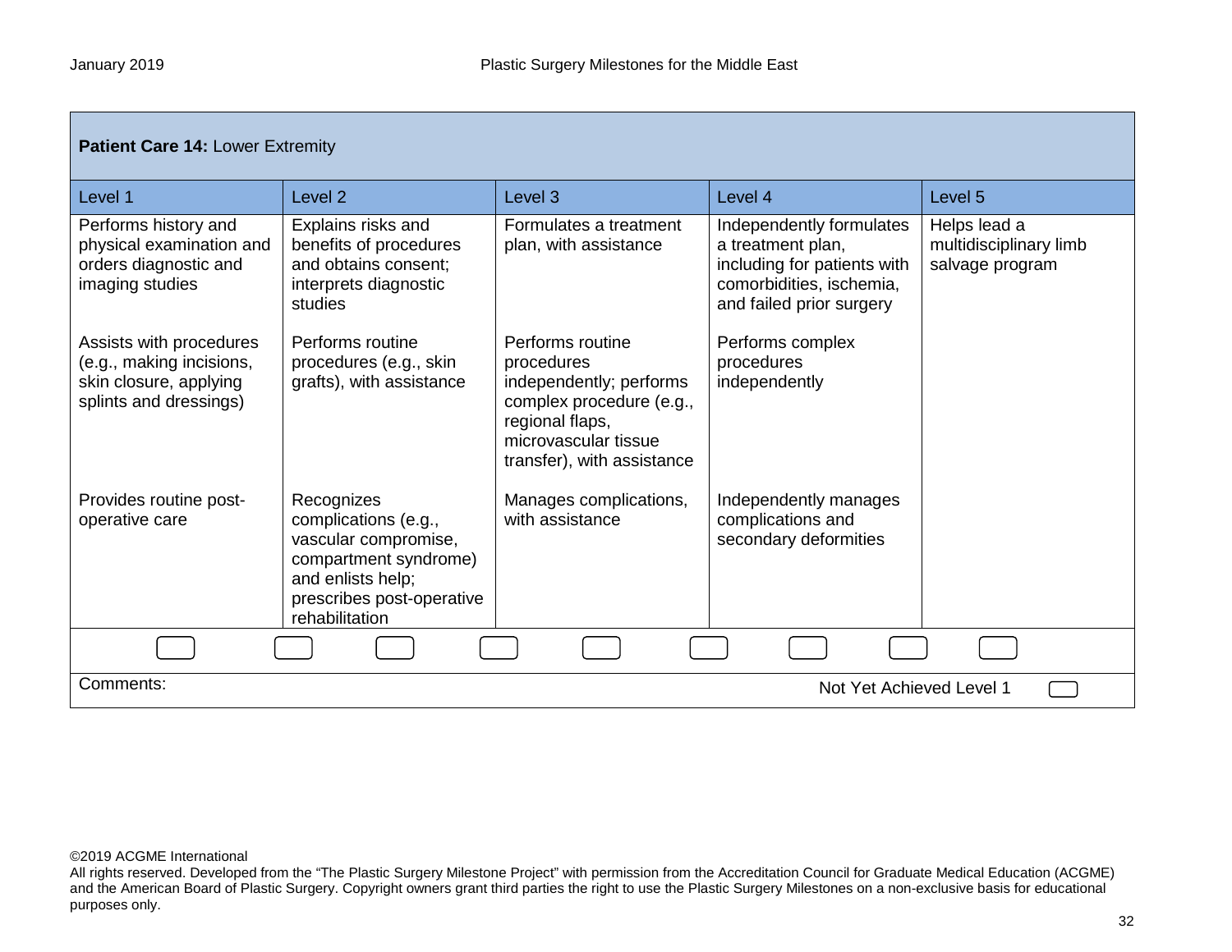**Patient Care 14:** Lower Extremity

| Level 1 | Level 2 | Level 3 | Level 4 | Level 5 |
|---|---|---|---|---|
| Performs history and physical examination and orders diagnostic and imaging studies | Explains risks and benefits of procedures and obtains consent; interprets diagnostic studies | Formulates a treatment plan, with assistance | Independently formulates a treatment plan, including for patients with comorbidities, ischemia, and failed prior surgery | Helps lead a multidisciplinary limb salvage program |
| Assists with procedures (e.g., making incisions, skin closure, applying splints and dressings) | Performs routine procedures (e.g., skin grafts), with assistance | Performs routine procedures independently; performs complex procedure (e.g., regional flaps, microvascular tissue transfer), with assistance | Performs complex procedures independently | |
| Provides routine post-operative care | Recognizes complications (e.g., vascular compromise, compartment syndrome) and enlists help; prescribes post-operative rehabilitation | Manages complications, with assistance | Independently manages complications and secondary deformities | |

Comments:

Not Yet Achieved Level 1

©2019 ACGME International
All rights reserved. Developed from the "The Plastic Surgery Milestone Project" with permission from the Accreditation Council for Graduate Medical Education (ACGME) and the American Board of Plastic Surgery. Copyright owners grant third parties the right to use the Plastic Surgery Milestones on a non-exclusive basis for educational purposes only.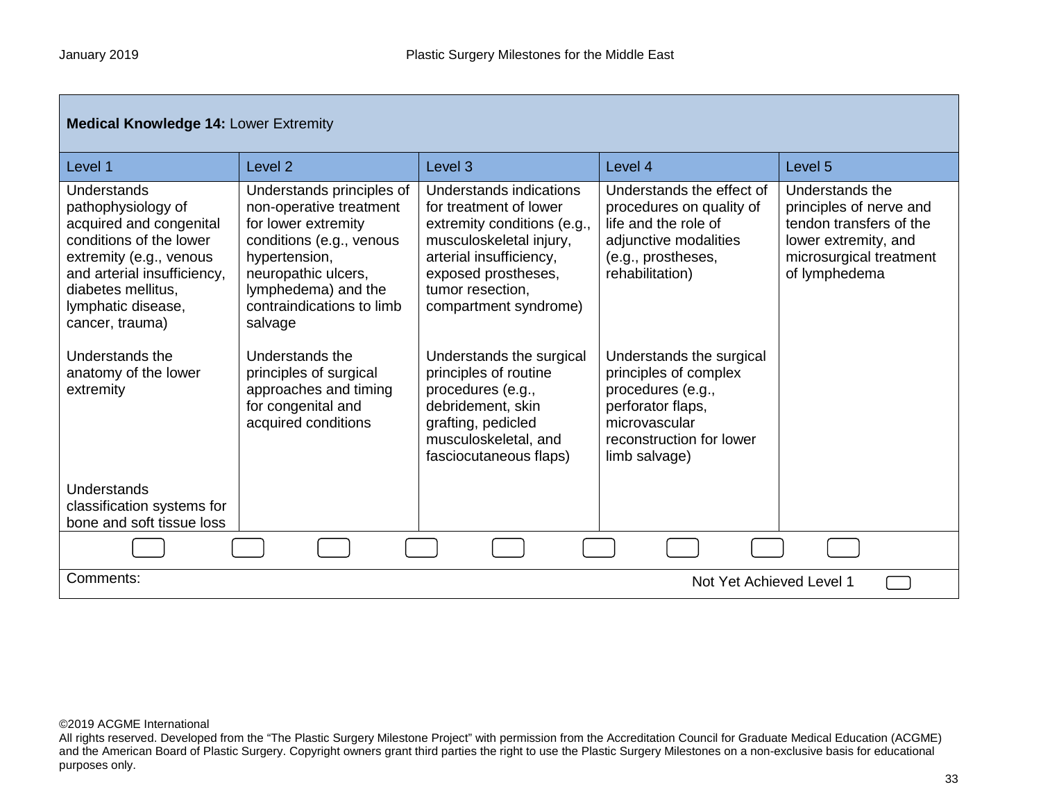| **Medical Knowledge 14:** Lower Extremity | | | | |
|---|---|---|---|---|
| Level 1 | Level 2 | Level 3 | Level 4 | Level 5 |
| Understands pathophysiology of acquired and congenital conditions of the lower extremity (e.g., venous and arterial insufficiency, diabetes mellitus, lymphatic disease, cancer, trauma) | Understands principles of non-operative treatment for lower extremity conditions (e.g., venous hypertension, neuropathic ulcers, lymphedema) and the contraindications to limb salvage | Understands indications for treatment of lower extremity conditions (e.g., musculoskeletal injury, arterial insufficiency, exposed prostheses, tumor resection, compartment syndrome) | Understands the effect of procedures on quality of life and the role of adjunctive modalities (e.g., prostheses, rehabilitation) | Understands the principles of nerve and tendon transfers of the lower extremity, and microsurgical treatment of lymphedema |
| Understands the anatomy of the lower extremity | Understands the principles of surgical approaches and timing for congenital and acquired conditions | Understands the surgical principles of routine procedures (e.g., debridement, skin grafting, pedicled musculoskeletal, and fasciocutaneous flaps) | Understands the surgical principles of complex procedures (e.g., perforator flaps, microvascular reconstruction for lower limb salvage) | |
| Understands classification systems for bone and soft tissue loss | | | | |

Comments:

Not Yet Achieved Level 1

©2019 ACGME International
All rights reserved. Developed from the "The Plastic Surgery Milestone Project" with permission from the Accreditation Council for Graduate Medical Education (ACGME) and the American Board of Plastic Surgery. Copyright owners grant third parties the right to use the Plastic Surgery Milestones on a non-exclusive basis for educational purposes only.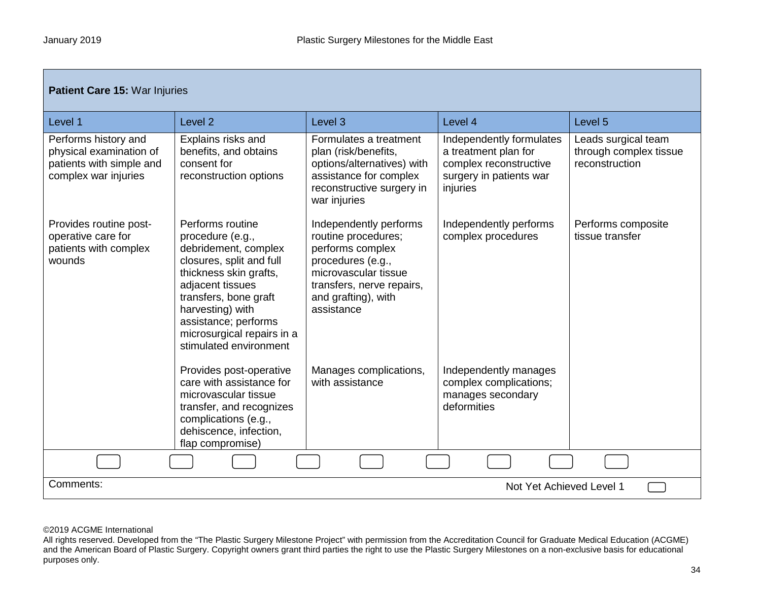| **Patient Care 15:** War Injuries | | | | |
|---|---|---|---|---|
| Level 1 | Level 2 | Level 3 | Level 4 | Level 5 |
| Performs history and physical examination of patients with simple and complex war injuries | Explains risks and benefits, and obtains consent for reconstruction options | Formulates a treatment plan (risk/benefits, options/alternatives) with assistance for complex reconstructive surgery in war injuries | Independently formulates a treatment plan for complex reconstructive surgery in patients war injuries | Leads surgical team through complex tissue reconstruction |
| Provides routine post-operative care for patients with complex wounds | Performs routine procedure (e.g., debridement, complex closures, split and full thickness skin grafts, adjacent tissues transfers, bone graft harvesting) with assistance; performs microsurgical repairs in a stimulated environment | Independently performs routine procedures; performs complex procedures (e.g., microvascular tissue transfers, nerve repairs, and grafting), with assistance | Independently performs complex procedures | Performs composite tissue transfer |
| | Provides post-operative care with assistance for microvascular tissue transfer, and recognizes complications (e.g., dehiscence, infection, flap compromise) | Manages complications, with assistance | Independently manages complex complications; manages secondary deformities | |

Comments:

Not Yet Achieved Level 1

©2019 ACGME International

All rights reserved. Developed from the "The Plastic Surgery Milestone Project" with permission from the Accreditation Council for Graduate Medical Education (ACGME) and the American Board of Plastic Surgery. Copyright owners grant third parties the right to use the Plastic Surgery Milestones on a non-exclusive basis for educational purposes only.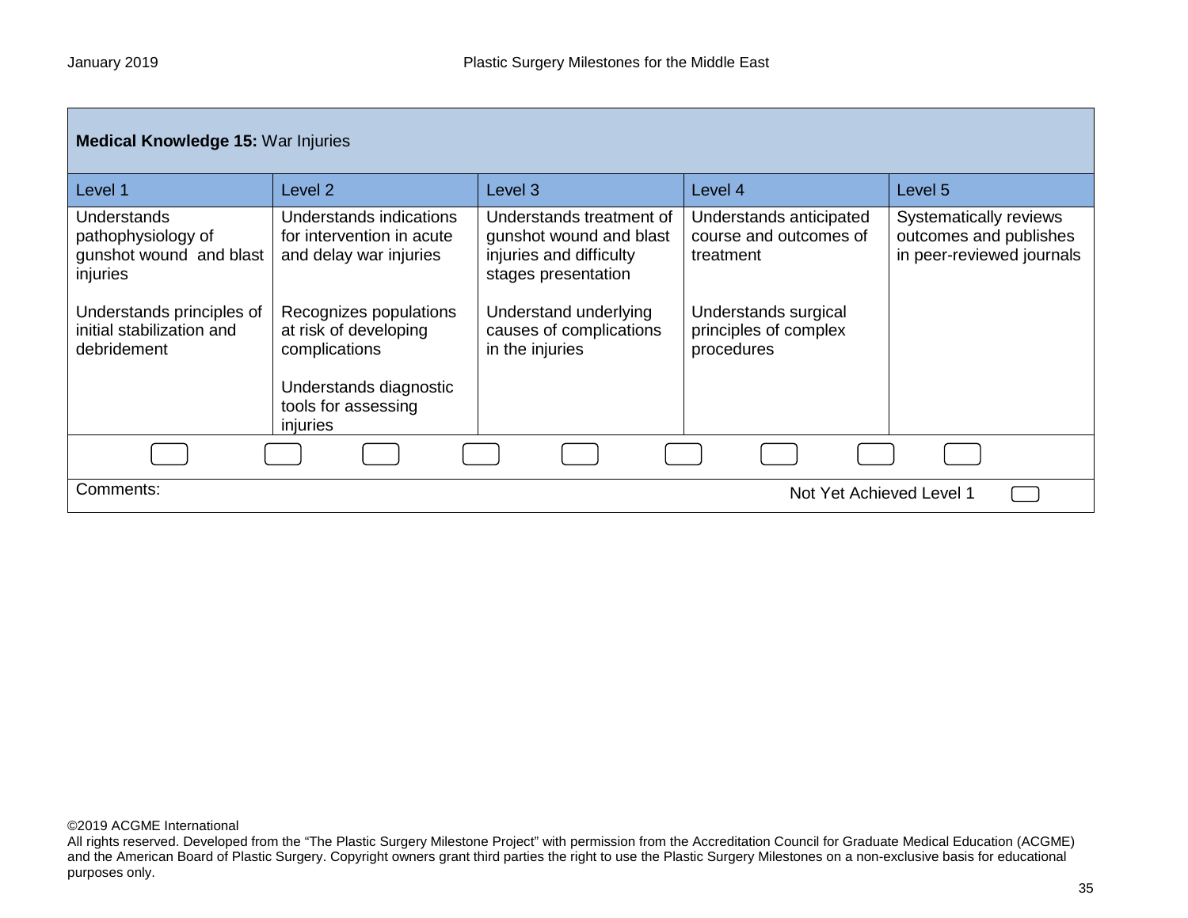| **Medical Knowledge 15:** War Injuries | | | | |
|---|---|---|---|---|
| Level 1 | Level 2 | Level 3 | Level 4 | Level 5 |
| Understands pathophysiology of gunshot wound and blast injuries<br><br>Understands principles of initial stabilization and debridement | Understands indications for intervention in acute and delay war injuries<br><br>Recognizes populations at risk of developing complications<br><br>Understands diagnostic tools for assessing injuries | Understands treatment of gunshot wound and blast injuries and difficulty stages presentation<br><br>Understand underlying causes of complications in the injuries | Understands anticipated course and outcomes of treatment<br><br>Understands surgical principles of complex procedures | Systematically reviews outcomes and publishes in peer-reviewed journals |

Comments:

Not Yet Achieved Level 1

©2019 ACGME International
All rights reserved. Developed from the "The Plastic Surgery Milestone Project" with permission from the Accreditation Council for Graduate Medical Education (ACGME) and the American Board of Plastic Surgery. Copyright owners grant third parties the right to use the Plastic Surgery Milestones on a non-exclusive basis for educational purposes only.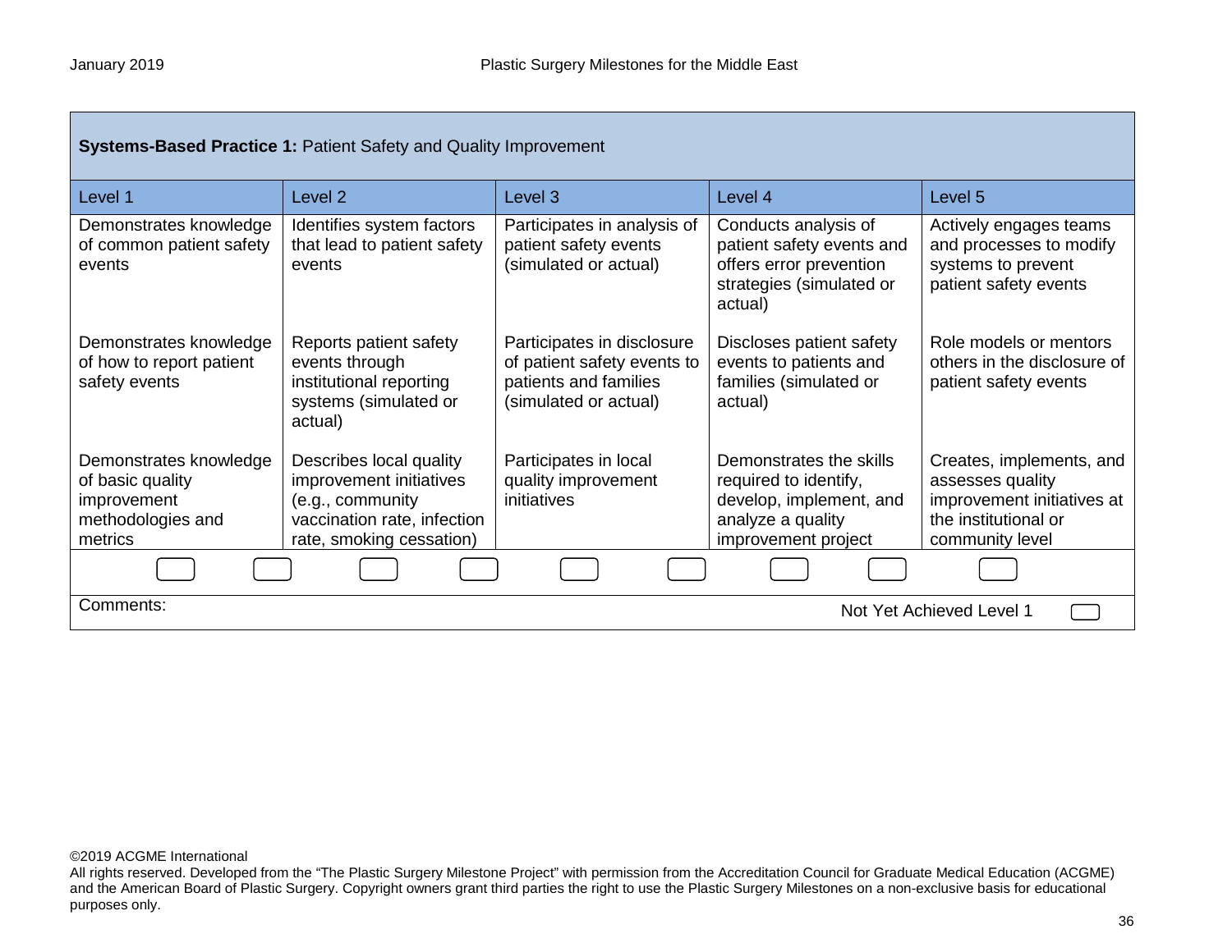**Systems-Based Practice 1:** Patient Safety and Quality Improvement

| Level 1 | Level 2 | Level 3 | Level 4 | Level 5 |
|---|---|---|---|---|
| Demonstrates knowledge of common patient safety events | Identifies system factors that lead to patient safety events | Participates in analysis of patient safety events (simulated or actual) | Conducts analysis of patient safety events and offers error prevention strategies (simulated or actual) | Actively engages teams and processes to modify systems to prevent patient safety events |
| Demonstrates knowledge of how to report patient safety events | Reports patient safety events through institutional reporting systems (simulated or actual) | Participates in disclosure of patient safety events to patients and families (simulated or actual) | Discloses patient safety events to patients and families (simulated or actual) | Role models or mentors others in the disclosure of patient safety events |
| Demonstrates knowledge of basic quality improvement methodologies and metrics | Describes local quality improvement initiatives (e.g., community vaccination rate, infection rate, smoking cessation) | Participates in local quality improvement initiatives | Demonstrates the skills required to identify, develop, implement, and analyze a quality improvement project | Creates, implements, and assesses quality improvement initiatives at the institutional or community level |

Comments:

Not Yet Achieved Level 1

©2019 ACGME International
All rights reserved. Developed from the “The Plastic Surgery Milestone Project” with permission from the Accreditation Council for Graduate Medical Education (ACGME) and the American Board of Plastic Surgery. Copyright owners grant third parties the right to use the Plastic Surgery Milestones on a non-exclusive basis for educational purposes only.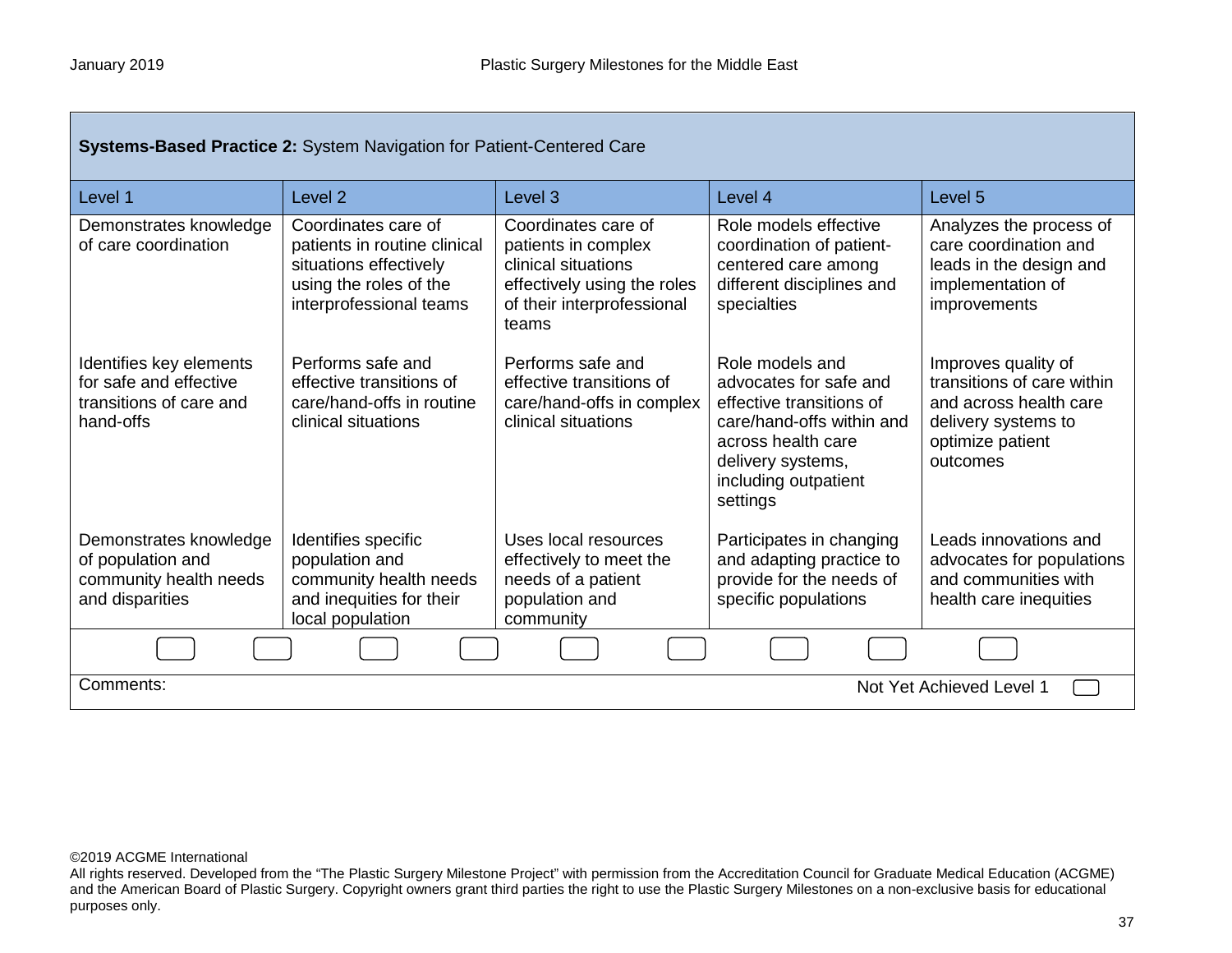| **Systems-Based Practice 2:** System Navigation for Patient-Centered Care | | | | |
|---|---|---|---|---|
| Level 1 | Level 2 | Level 3 | Level 4 | Level 5 |
| Demonstrates knowledge of care coordination | Coordinates care of patients in routine clinical situations effectively using the roles of the interprofessional teams | Coordinates care of patients in complex clinical situations effectively using the roles of their interprofessional teams | Role models effective coordination of patient-centered care among different disciplines and specialties | Analyzes the process of care coordination and leads in the design and implementation of improvements |
| Identifies key elements for safe and effective transitions of care and hand-offs | Performs safe and effective transitions of care/hand-offs in routine clinical situations | Performs safe and effective transitions of care/hand-offs in complex clinical situations | Role models and advocates for safe and effective transitions of care/hand-offs within and across health care delivery systems, including outpatient settings | Improves quality of transitions of care within and across health care delivery systems to optimize patient outcomes |
| Demonstrates knowledge of population and community health needs and disparities | Identifies specific population and community health needs and inequities for their local population | Uses local resources effectively to meet the needs of a patient population and community | Participates in changing and adapting practice to provide for the needs of specific populations | Leads innovations and advocates for populations and communities with health care inequities |

Comments:

Not Yet Achieved Level 1

©2019 ACGME International

All rights reserved. Developed from the "The Plastic Surgery Milestone Project" with permission from the Accreditation Council for Graduate Medical Education (ACGME) and the American Board of Plastic Surgery. Copyright owners grant third parties the right to use the Plastic Surgery Milestones on a non-exclusive basis for educational purposes only.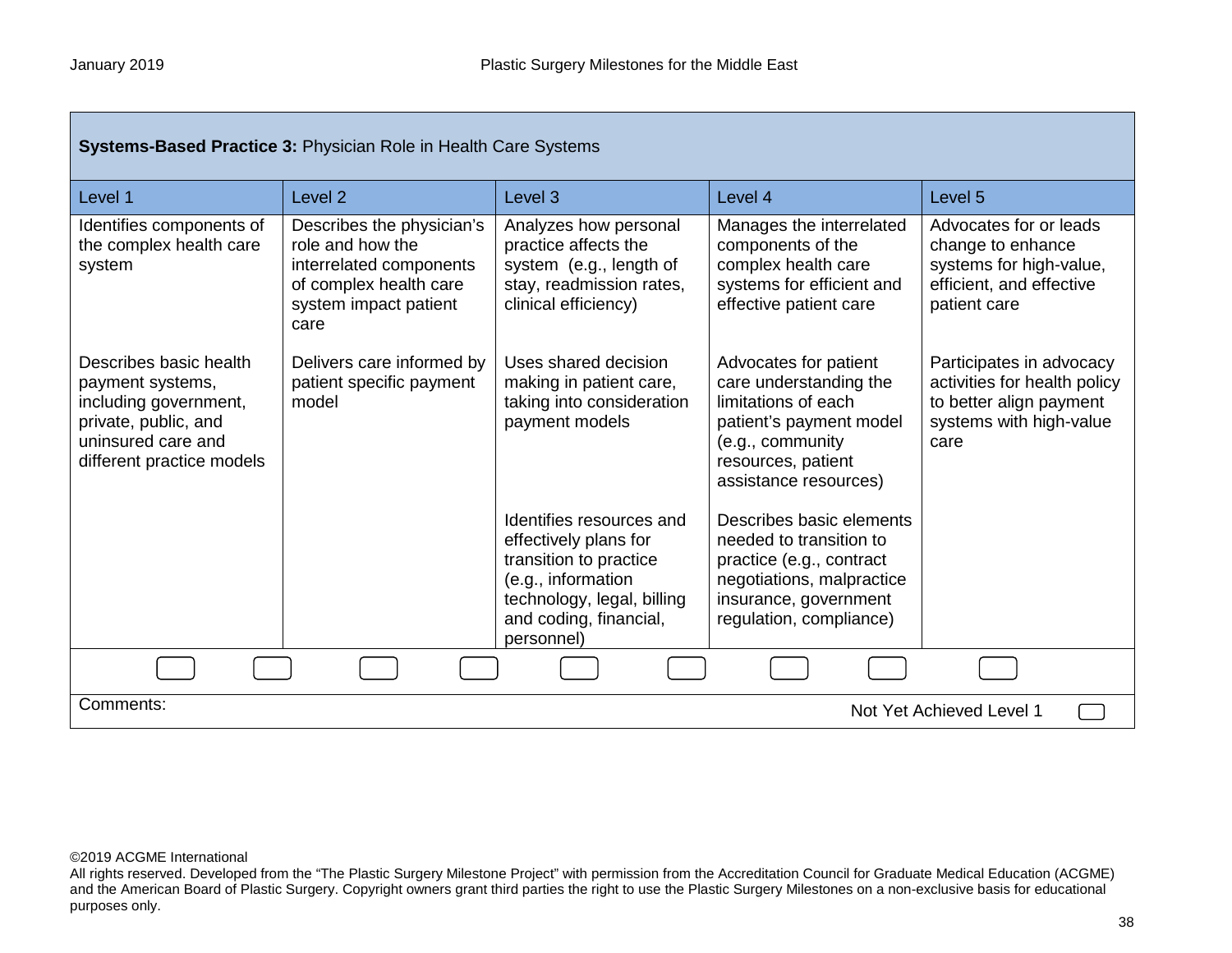| **Systems-Based Practice 3:** Physician Role in Health Care Systems | | | | |
|---|---|---|---|---|
| Level 1 | Level 2 | Level 3 | Level 4 | Level 5 |
| Identifies components of the complex health care system | Describes the physician's role and how the interrelated components of complex health care system impact patient care | Analyzes how personal practice affects the system (e.g., length of stay, readmission rates, clinical efficiency) | Manages the interrelated components of the complex health care systems for efficient and effective patient care | Advocates for or leads change to enhance systems for high-value, efficient, and effective patient care |
| Describes basic health payment systems, including government, private, public, and uninsured care and different practice models | Delivers care informed by patient specific payment model | Uses shared decision making in patient care, taking into consideration payment models | Advocates for patient care understanding the limitations of each patient's payment model (e.g., community resources, patient assistance resources) | Participates in advocacy activities for health policy to better align payment systems with high-value care |
| | | Identifies resources and effectively plans for transition to practice (e.g., information technology, legal, billing and coding, financial, personnel) | Describes basic elements needed to transition to practice (e.g., contract negotiations, malpractice insurance, government regulation, compliance) | |

Comments:

Not Yet Achieved Level 1

©2019 ACGME International
All rights reserved. Developed from the "The Plastic Surgery Milestone Project" with permission from the Accreditation Council for Graduate Medical Education (ACGME) and the American Board of Plastic Surgery. Copyright owners grant third parties the right to use the Plastic Surgery Milestones on a non-exclusive basis for educational purposes only.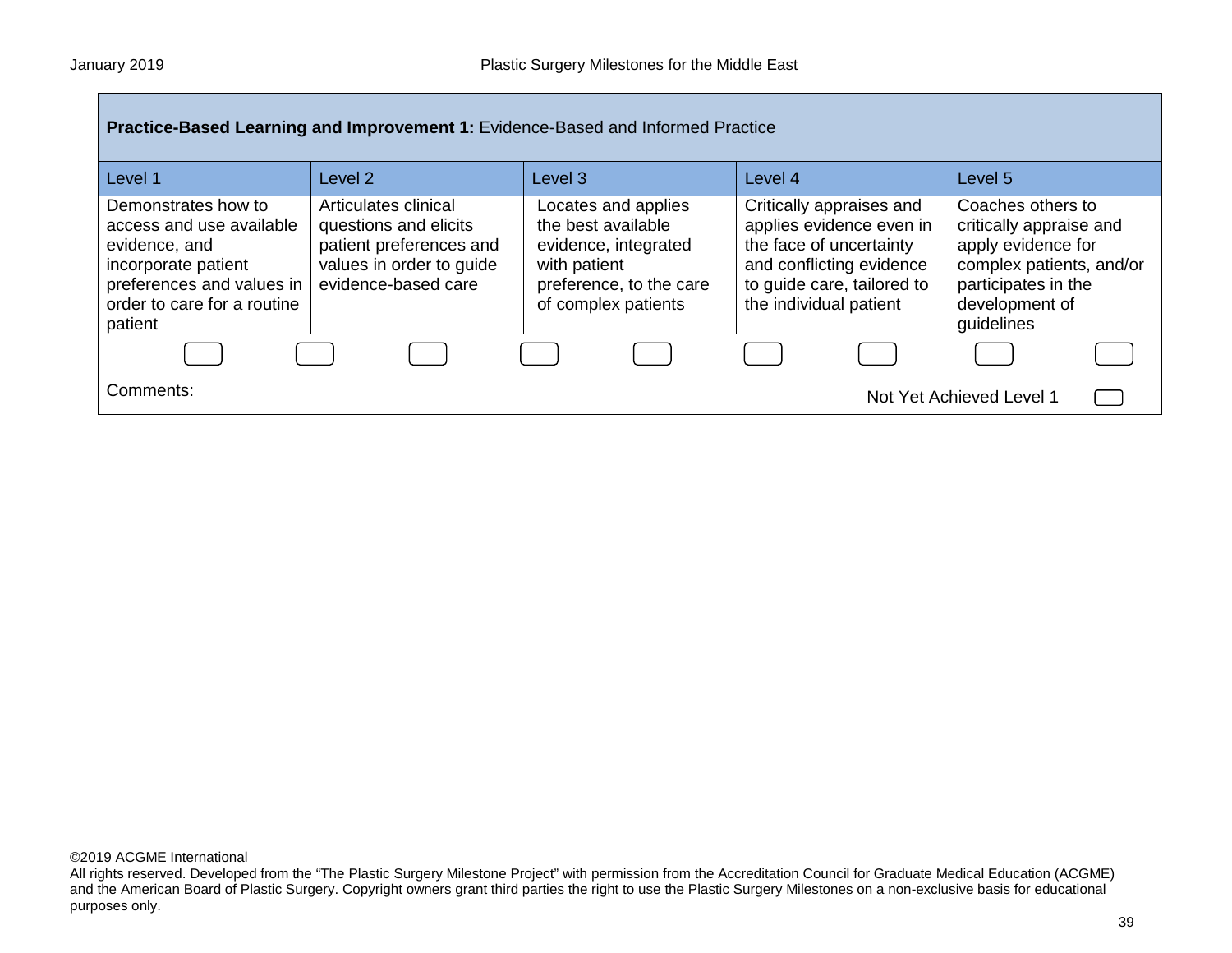| **Practice-Based Learning and Improvement 1:** Evidence-Based and Informed Practice | | | | |
|---|---|---|---|---|
| Level 1 | Level 2 | Level 3 | Level 4 | Level 5 |
| Demonstrates how to access and use available evidence, and incorporate patient preferences and values in order to care for a routine patient | Articulates clinical questions and elicits patient preferences and values in order to guide evidence-based care | Locates and applies the best available evidence, integrated with patient preference, to the care of complex patients | Critically appraises and applies evidence even in the face of uncertainty and conflicting evidence to guide care, tailored to the individual patient | Coaches others to critically appraise and apply evidence for complex patients, and/or participates in the development of guidelines |

Comments:

Not Yet Achieved Level 1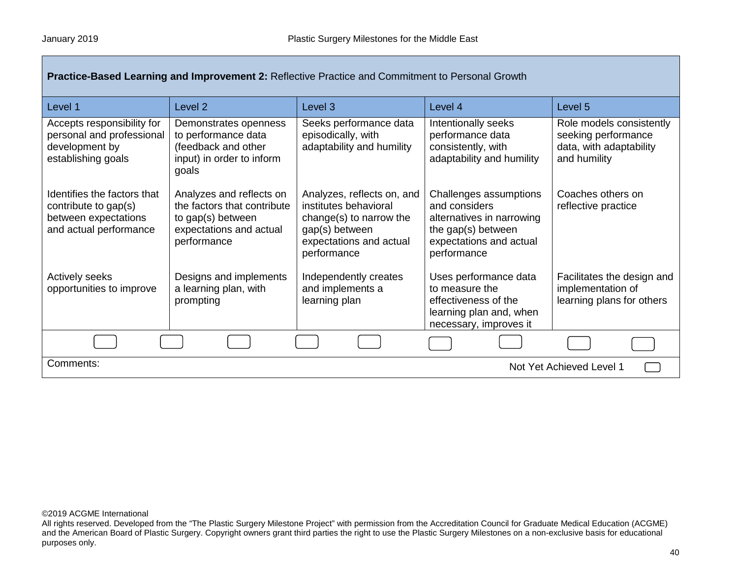| **Practice-Based Learning and Improvement 2:** Reflective Practice and Commitment to Personal Growth | | | | |
|---|---|---|---|---|
| Level 1 | Level 2 | Level 3 | Level 4 | Level 5 |
| Accepts responsibility for personal and professional development by establishing goals | Demonstrates openness to performance data (feedback and other input) in order to inform goals | Seeks performance data episodically, with adaptability and humility | Intentionally seeks performance data consistently, with adaptability and humility | Role models consistently seeking performance data, with adaptability and humility |
| Identifies the factors that contribute to gap(s) between expectations and actual performance | Analyzes and reflects on the factors that contribute to gap(s) between expectations and actual performance | Analyzes, reflects on, and institutes behavioral change(s) to narrow the gap(s) between expectations and actual performance | Challenges assumptions and considers alternatives in narrowing the gap(s) between expectations and actual performance | Coaches others on reflective practice |
| Actively seeks opportunities to improve | Designs and implements a learning plan, with prompting | Independently creates and implements a learning plan | Uses performance data to measure the effectiveness of the learning plan and, when necessary, improves it | Facilitates the design and implementation of learning plans for others |

Comments:

Not Yet Achieved Level 1

©2019 ACGME International
All rights reserved. Developed from the "The Plastic Surgery Milestone Project" with permission from the Accreditation Council for Graduate Medical Education (ACGME) and the American Board of Plastic Surgery. Copyright owners grant third parties the right to use the Plastic Surgery Milestones on a non-exclusive basis for educational purposes only.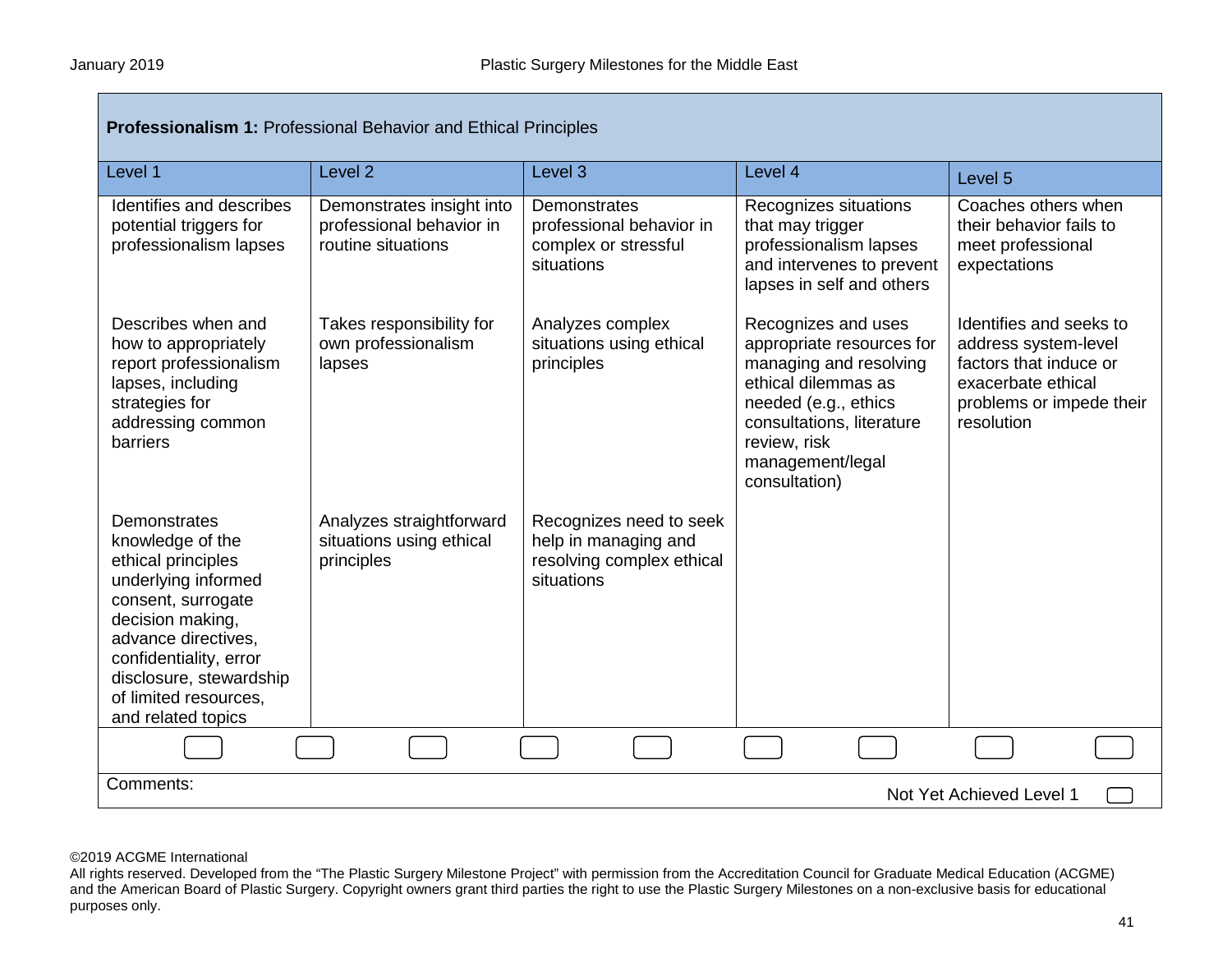| **Professionalism 1:** Professional Behavior and Ethical Principles | | | | |
|---|---|---|---|---|
| Level 1 | Level 2 | Level 3 | Level 4 | Level 5 |
| Identifies and describes potential triggers for professionalism lapses | Demonstrates insight into professional behavior in routine situations | Demonstrates professional behavior in complex or stressful situations | Recognizes situations that may trigger professionalism lapses and intervenes to prevent lapses in self and others | Coaches others when their behavior fails to meet professional expectations |
| Describes when and how to appropriately report professionalism lapses, including strategies for addressing common barriers | Takes responsibility for own professionalism lapses | Analyzes complex situations using ethical principles | Recognizes and uses appropriate resources for managing and resolving ethical dilemmas as needed (e.g., ethics consultations, literature review, risk management/legal consultation) | Identifies and seeks to address system-level factors that induce or exacerbate ethical problems or impede their resolution |
| Demonstrates knowledge of the ethical principles underlying informed consent, surrogate decision making, advance directives, confidentiality, error disclosure, stewardship of limited resources, and related topics | Analyzes straightforward situations using ethical principles | Recognizes need to seek help in managing and resolving complex ethical situations | | |

Comments:

Not Yet Achieved Level 1

©2019 ACGME International
All rights reserved. Developed from the “The Plastic Surgery Milestone Project” with permission from the Accreditation Council for Graduate Medical Education (ACGME) and the American Board of Plastic Surgery. Copyright owners grant third parties the right to use the Plastic Surgery Milestones on a non-exclusive basis for educational purposes only.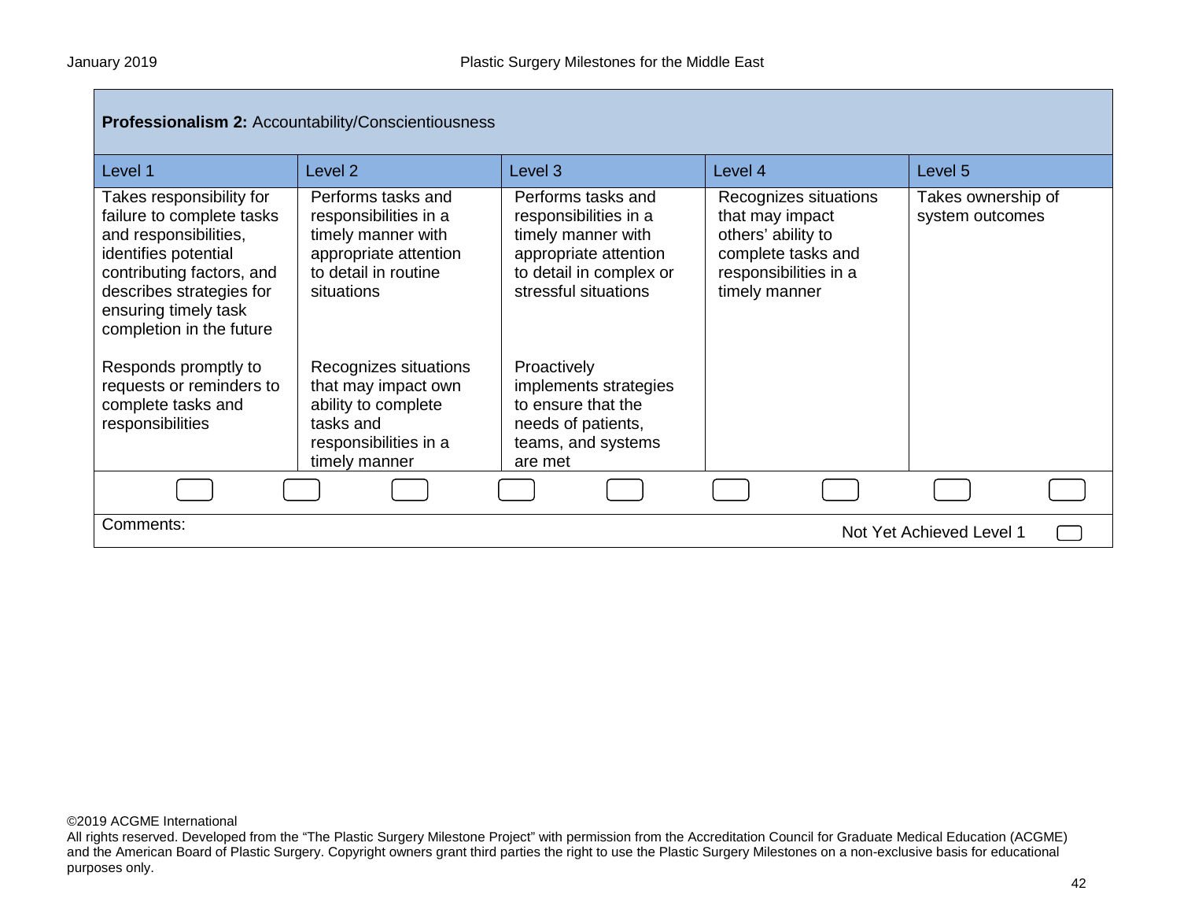| **Professionalism 2:** Accountability/Conscientiousness | | | | |
|---|---|---|---|---|
| Level 1 | Level 2 | Level 3 | Level 4 | Level 5 |
| Takes responsibility for failure to complete tasks and responsibilities, identifies potential contributing factors, and describes strategies for ensuring timely task completion in the future | Performs tasks and responsibilities in a timely manner with appropriate attention to detail in routine situations | Performs tasks and responsibilities in a timely manner with appropriate attention to detail in complex or stressful situations | Recognizes situations that may impact others' ability to complete tasks and responsibilities in a timely manner | Takes ownership of system outcomes |
| Responds promptly to requests or reminders to complete tasks and responsibilities | Recognizes situations that may impact own ability to complete tasks and responsibilities in a timely manner | Proactively implements strategies to ensure that the needs of patients, teams, and systems are met | | |

Comments:

Not Yet Achieved Level 1

©2019 ACGME International
All rights reserved. Developed from the "The Plastic Surgery Milestone Project" with permission from the Accreditation Council for Graduate Medical Education (ACGME) and the American Board of Plastic Surgery. Copyright owners grant third parties the right to use the Plastic Surgery Milestones on a non-exclusive basis for educational purposes only.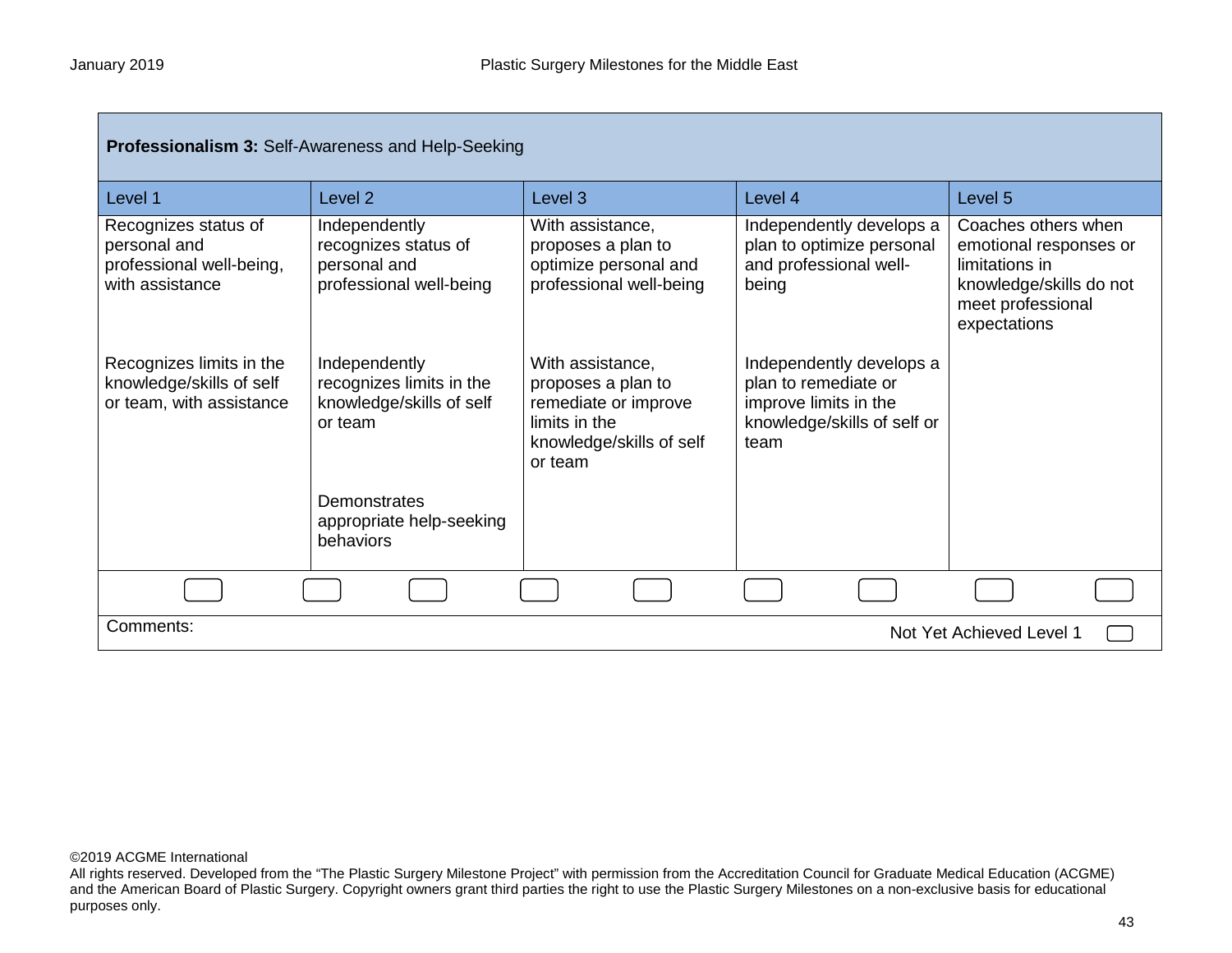| **Professionalism 3:** Self-Awareness and Help-Seeking | | | | |
|---|---|---|---|---|
| Level 1 | Level 2 | Level 3 | Level 4 | Level 5 |
| Recognizes status of personal and professional well-being, with assistance | Independently recognizes status of personal and professional well-being | With assistance, proposes a plan to optimize personal and professional well-being | Independently develops a plan to optimize personal and professional well-being | Coaches others when emotional responses or limitations in knowledge/skills do not meet professional expectations |
| Recognizes limits in the knowledge/skills of self or team, with assistance | Independently recognizes limits in the knowledge/skills of self or team | With assistance, proposes a plan to remediate or improve limits in the knowledge/skills of self or team | Independently develops a plan to remediate or improve limits in the knowledge/skills of self or team | |
| | Demonstrates appropriate help-seeking behaviors | | | |

Comments:

Not Yet Achieved Level 1

©2019 ACGME International
All rights reserved. Developed from the "The Plastic Surgery Milestone Project" with permission from the Accreditation Council for Graduate Medical Education (ACGME) and the American Board of Plastic Surgery. Copyright owners grant third parties the right to use the Plastic Surgery Milestones on a non-exclusive basis for educational purposes only.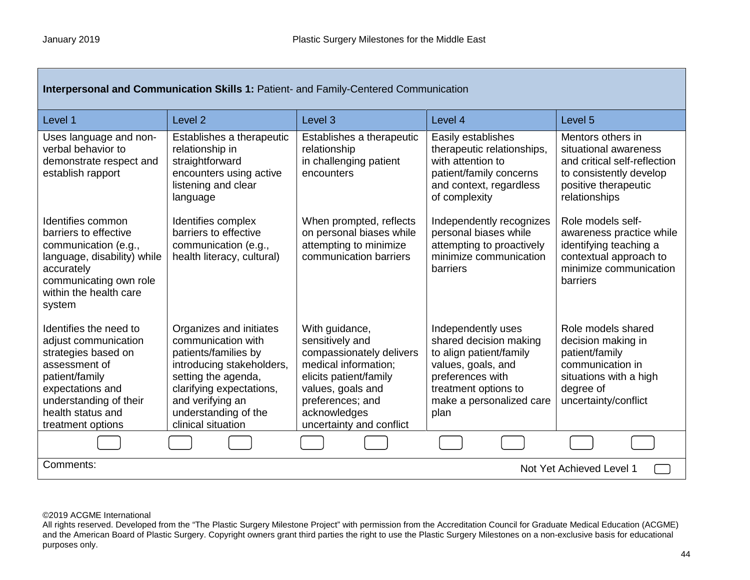| **Interpersonal and Communication Skills 1:** Patient- and Family-Centered Communication | | | | |
|---|---|---|---|---|
| Level 1 | Level 2 | Level 3 | Level 4 | Level 5 |
| Uses language and non-verbal behavior to demonstrate respect and establish rapport | Establishes a therapeutic relationship in straightforward encounters using active listening and clear language | Establishes a therapeutic relationship in challenging patient encounters | Easily establishes therapeutic relationships, with attention to patient/family concerns and context, regardless of complexity | Mentors others in situational awareness and critical self-reflection to consistently develop positive therapeutic relationships |
| Identifies common barriers to effective communication (e.g., language, disability) while accurately communicating own role within the health care system | Identifies complex barriers to effective communication (e.g., health literacy, cultural) | When prompted, reflects on personal biases while attempting to minimize communication barriers | Independently recognizes personal biases while attempting to proactively minimize communication barriers | Role models self-awareness practice while identifying teaching a contextual approach to minimize communication barriers |
| Identifies the need to adjust communication strategies based on assessment of patient/family expectations and understanding of their health status and treatment options | Organizes and initiates communication with patients/families by introducing stakeholders, setting the agenda, clarifying expectations, and verifying an understanding of the clinical situation | With guidance, sensitively and compassionately delivers medical information; elicits patient/family values, goals and preferences; and acknowledges uncertainty and conflict | Independently uses shared decision making to align patient/family values, goals, and preferences with treatment options to make a personalized care plan | Role models shared decision making in patient/family communication in situations with a high degree of uncertainty/conflict |

Comments:

Not Yet Achieved Level 1

©2019 ACGME International
All rights reserved. Developed from the "The Plastic Surgery Milestone Project" with permission from the Accreditation Council for Graduate Medical Education (ACGME) and the American Board of Plastic Surgery. Copyright owners grant third parties the right to use the Plastic Surgery Milestones on a non-exclusive basis for educational purposes only.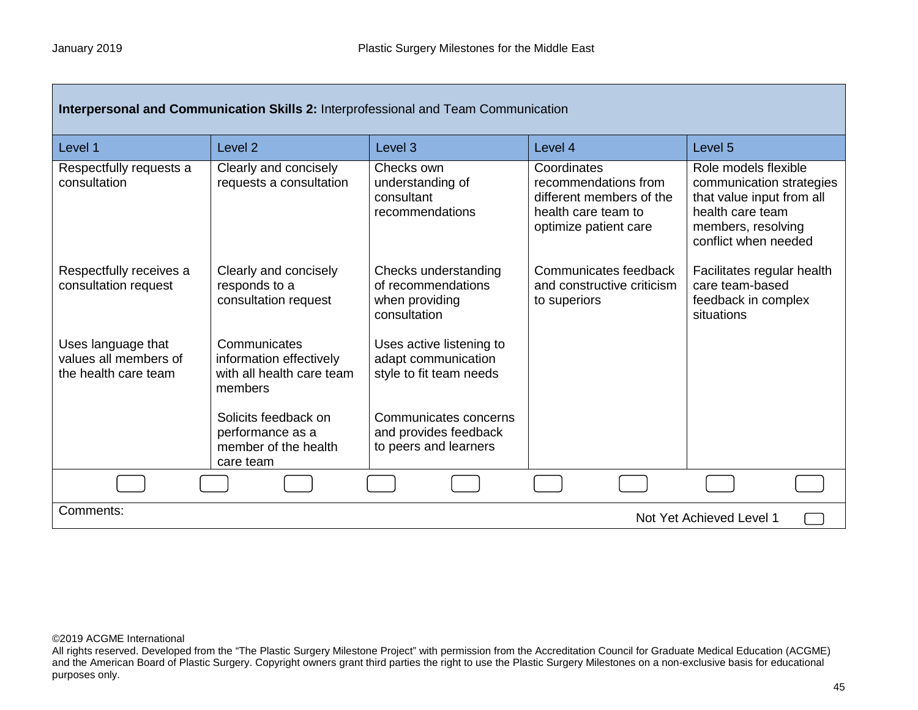**Interpersonal and Communication Skills 2:** Interprofessional and Team Communication

| Level 1 | Level 2 | Level 3 | Level 4 | Level 5 |
|---|---|---|---|---|
| Respectfully requests a consultation | Clearly and concisely requests a consultation | Checks own understanding of consultant recommendations | Coordinates recommendations from different members of the health care team to optimize patient care | Role models flexible communication strategies that value input from all health care team members, resolving conflict when needed |
| Respectfully receives a consultation request | Clearly and concisely responds to a consultation request | Checks understanding of recommendations when providing consultation | Communicates feedback and constructive criticism to superiors | Facilitates regular health care team-based feedback in complex situations |
| Uses language that values all members of the health care team | Communicates information effectively with all health care team members | Uses active listening to adapt communication style to fit team needs | | |
| | Solicits feedback on performance as a member of the health care team | Communicates concerns and provides feedback to peers and learners | | |

Comments:

Not Yet Achieved Level 1

©2019 ACGME International
All rights reserved. Developed from the "The Plastic Surgery Milestone Project" with permission from the Accreditation Council for Graduate Medical Education (ACGME) and the American Board of Plastic Surgery. Copyright owners grant third parties the right to use the Plastic Surgery Milestones on a non-exclusive basis for educational purposes only.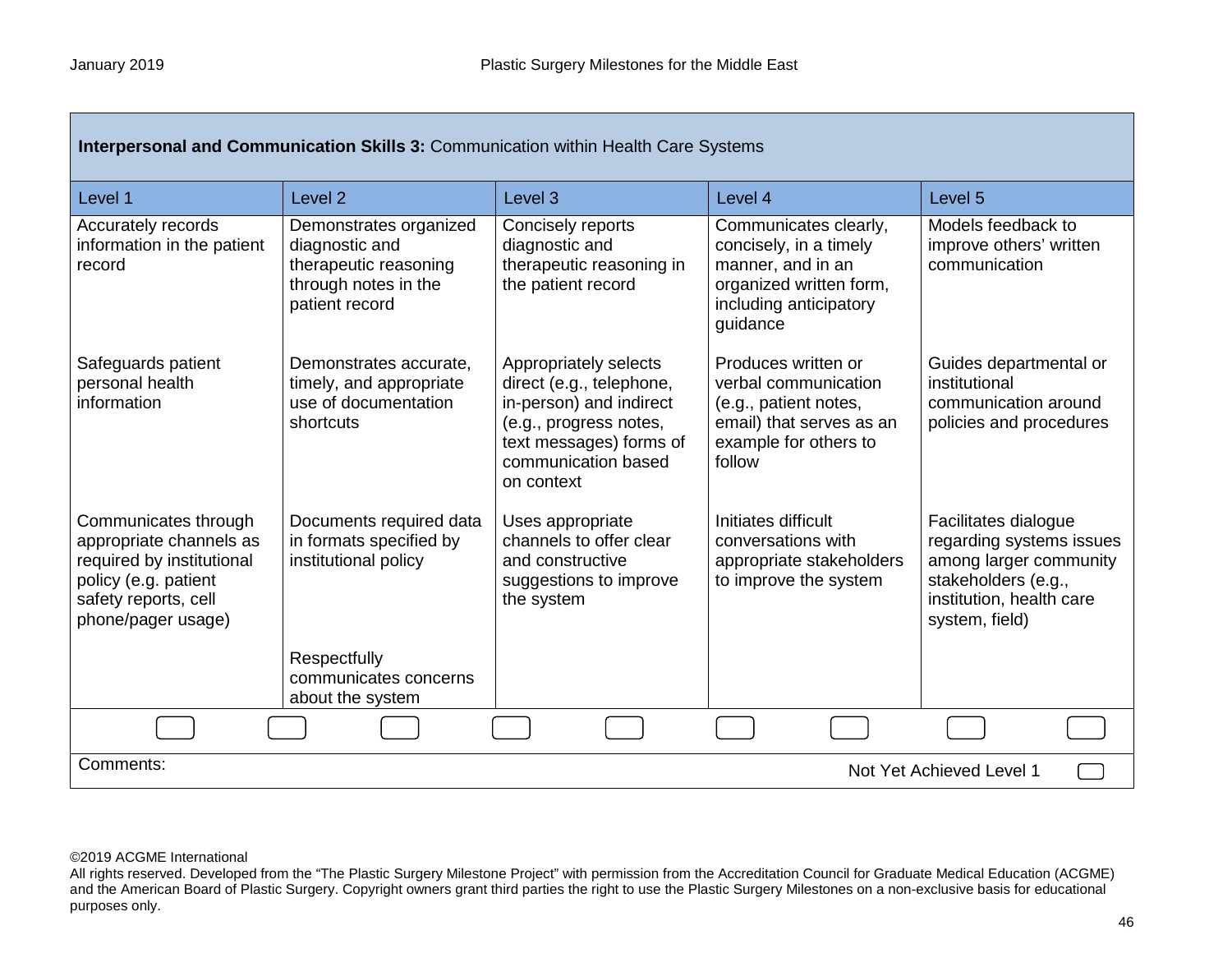| **Interpersonal and Communication Skills 3:** Communication within Health Care Systems | | | | |
|---|---|---|---|---|
| Level 1 | Level 2 | Level 3 | Level 4 | Level 5 |
| Accurately records information in the patient record | Demonstrates organized diagnostic and therapeutic reasoning through notes in the patient record | Concisely reports diagnostic and therapeutic reasoning in the patient record | Communicates clearly, concisely, in a timely manner, and in an organized written form, including anticipatory guidance | Models feedback to improve others' written communication |
| Safeguards patient personal health information | Demonstrates accurate, timely, and appropriate use of documentation shortcuts | Appropriately selects direct (e.g., telephone, in-person) and indirect (e.g., progress notes, text messages) forms of communication based on context | Produces written or verbal communication (e.g., patient notes, email) that serves as an example for others to follow | Guides departmental or institutional communication around policies and procedures |
| Communicates through appropriate channels as required by institutional policy (e.g. patient safety reports, cell phone/pager usage) | Documents required data in formats specified by institutional policy | Uses appropriate channels to offer clear and constructive suggestions to improve the system | Initiates difficult conversations with appropriate stakeholders to improve the system | Facilitates dialogue regarding systems issues among larger community stakeholders (e.g., institution, health care system, field) |
| | Respectfully communicates concerns about the system | | | |

Comments:

Not Yet Achieved Level 1

©2019 ACGME International
All rights reserved. Developed from the "The Plastic Surgery Milestone Project" with permission from the Accreditation Council for Graduate Medical Education (ACGME) and the American Board of Plastic Surgery. Copyright owners grant third parties the right to use the Plastic Surgery Milestones on a non-exclusive basis for educational purposes only.